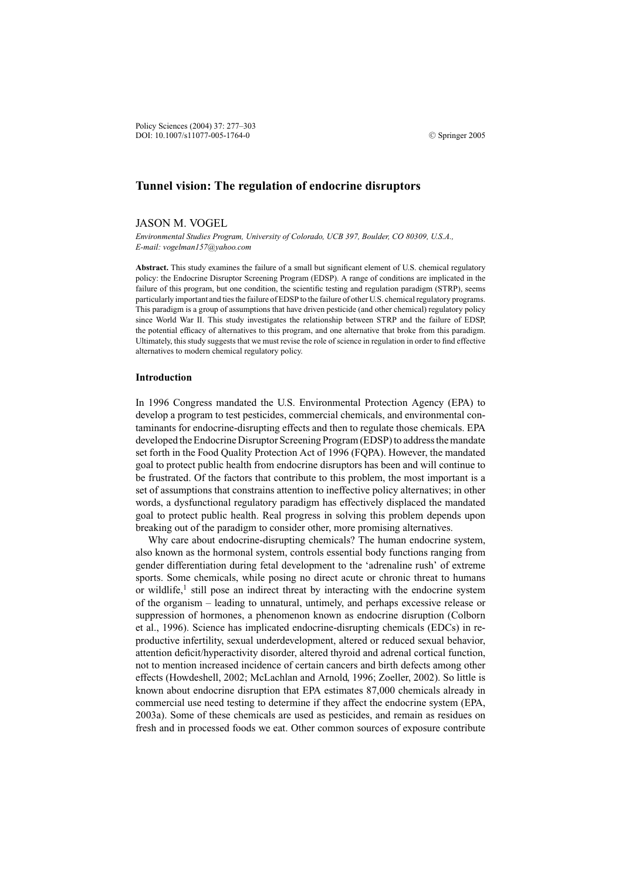# Tunnel vision: The regulation of endocrine disruptors

JASON M. VOGEL

*Environmental Studies Program, University of Colorado, UCB 397, Boulder, CO 80309, U.S.A., E-mail: vogelman157@yahoo.com*

**Abstract.** This study examines the failure of a small but significant element of U.S. chemical regulatory policy: the Endocrine Disruptor Screening Program (EDSP). A range of conditions are implicated in the failure of this program, but one condition, the scientific testing and regulation paradigm (STRP), seems particularly important and ties the failure of EDSP to the failure of other U.S. chemical regulatory programs. This paradigm is a group of assumptions that have driven pesticide (and other chemical) regulatory policy since World War II. This study investigates the relationship between STRP and the failure of EDSP, the potential efficacy of alternatives to this program, and one alternative that broke from this paradigm. Ultimately, this study suggests that we must revise the role of science in regulation in order to find effective alternatives to modern chemical regulatory policy.

## Introduction

In 1996 Congress mandated the U.S. Environmental Protection Agency (EPA) to develop a program to test pesticides, commercial chemicals, and environmental contaminants for endocrine-disrupting effects and then to regulate those chemicals. EPA developed the Endocrine Disruptor Screening Program (EDSP) to address the mandate set forth in the Food Quality Protection Act of 1996 (FQPA). However, the mandated goal to protect public health from endocrine disruptors has been and will continue to be frustrated. Of the factors that contribute to this problem, the most important is a set of assumptions that constrains attention to ineffective policy alternatives; in other words, a dysfunctional regulatory paradigm has effectively displaced the mandated goal to protect public health. Real progress in solving this problem depends upon breaking out of the paradigm to consider other, more promising alternatives.

Why care about endocrine-disrupting chemicals? The human endocrine system, also known as the hormonal system, controls essential body functions ranging from gender differentiation during fetal development to the 'adrenaline rush' of extreme sports. Some chemicals, while posing no direct acute or chronic threat to humans or wildlife,[1] still pose an indirect threat by interacting with the endocrine system of the organism – leading to unnatural, untimely, and perhaps excessive release or suppression of hormones, a phenomenon known as endocrine disruption (Colborn et al., 1996). Science has implicated endocrine-disrupting chemicals (EDCs) in reproductive infertility, sexual underdevelopment, altered or reduced sexual behavior, attention deficit/hyperactivity disorder, altered thyroid and adrenal cortical function, not to mention increased incidence of certain cancers and birth defects among other effects (Howdeshell, 2002; McLachlan and Arnold, 1996; Zoeller, 2002). So little is known about endocrine disruption that EPA estimates 87,000 chemicals already in commercial use need testing to determine if they affect the endocrine system (EPA, 2003a). Some of these chemicals are used as pesticides, and remain as residues on fresh and in processed foods we eat. Other common sources of exposure contribute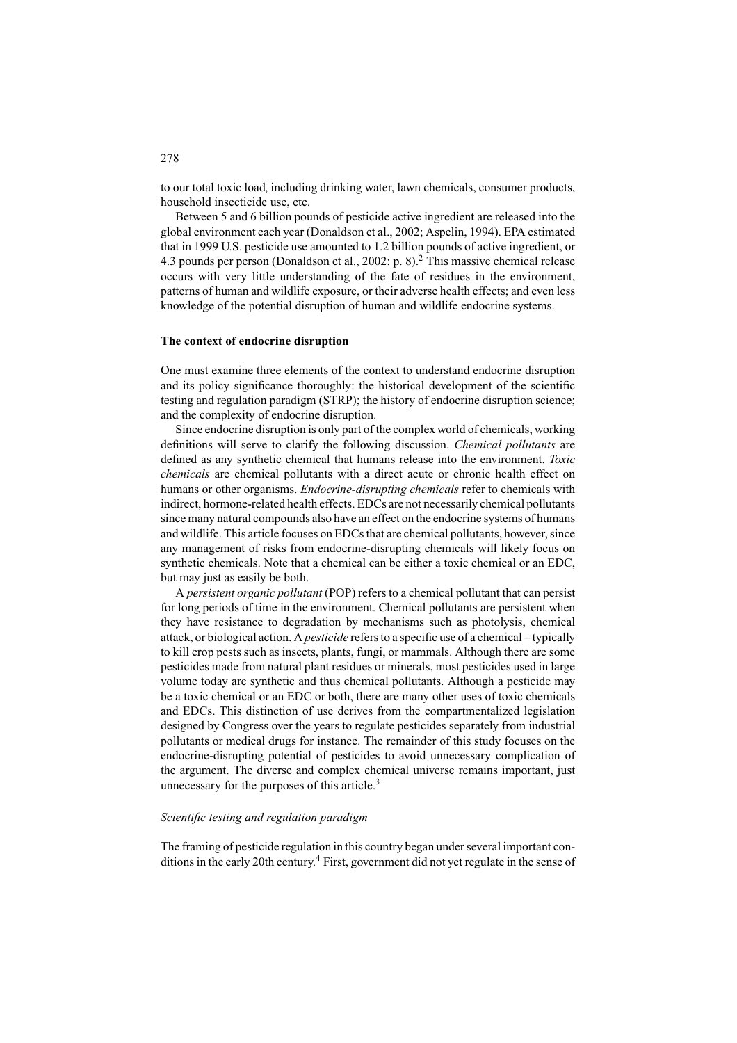to our total toxic load, including drinking water, lawn chemicals, consumer products, household insecticide use, etc.

Between 5 and 6 billion pounds of pesticide active ingredient are released into the global environment each year (Donaldson et al., 2002; Aspelin, 1994). EPA estimated that in 1999 U.S. pesticide use amounted to 1.2 billion pounds of active ingredient, or 4.3 pounds per person (Donaldson et al., 2002: p. 8).[2] This massive chemical release occurs with very little understanding of the fate of residues in the environment, patterns of human and wildlife exposure, or their adverse health effects; and even less knowledge of the potential disruption of human and wildlife endocrine systems.

### The context of endocrine disruption

One must examine three elements of the context to understand endocrine disruption and its policy significance thoroughly: the historical development of the scientific testing and regulation paradigm (STRP); the history of endocrine disruption science; and the complexity of endocrine disruption.

Since endocrine disruption is only part of the complex world of chemicals, working definitions will serve to clarify the following discussion. *Chemical pollutants* are defined as any synthetic chemical that humans release into the environment. *Toxic chemicals* are chemical pollutants with a direct acute or chronic health effect on humans or other organisms. *Endocrine-disrupting chemicals* refer to chemicals with indirect, hormone-related health effects. EDCs are not necessarily chemical pollutants since many natural compounds also have an effect on the endocrine systems of humans and wildlife. This article focuses on EDCs that are chemical pollutants, however, since any management of risks from endocrine-disrupting chemicals will likely focus on synthetic chemicals. Note that a chemical can be either a toxic chemical or an EDC, but may just as easily be both.

A *persistent organic pollutant* (POP) refers to a chemical pollutant that can persist for long periods of time in the environment. Chemical pollutants are persistent when they have resistance to degradation by mechanisms such as photolysis, chemical attack, or biological action. A *pesticide* refers to a specific use of a chemical – typically to kill crop pests such as insects, plants, fungi, or mammals. Although there are some pesticides made from natural plant residues or minerals, most pesticides used in large volume today are synthetic and thus chemical pollutants. Although a pesticide may be a toxic chemical or an EDC or both, there are many other uses of toxic chemicals and EDCs. This distinction of use derives from the compartmentalized legislation designed by Congress over the years to regulate pesticides separately from industrial pollutants or medical drugs for instance. The remainder of this study focuses on the endocrine-disrupting potential of pesticides to avoid unnecessary complication of the argument. The diverse and complex chemical universe remains important, just unnecessary for the purposes of this article.[3]

#### *Scientific testing and regulation paradigm*

The framing of pesticide regulation in this country began under several important conditions in the early 20th century.[4] First, government did not yet regulate in the sense of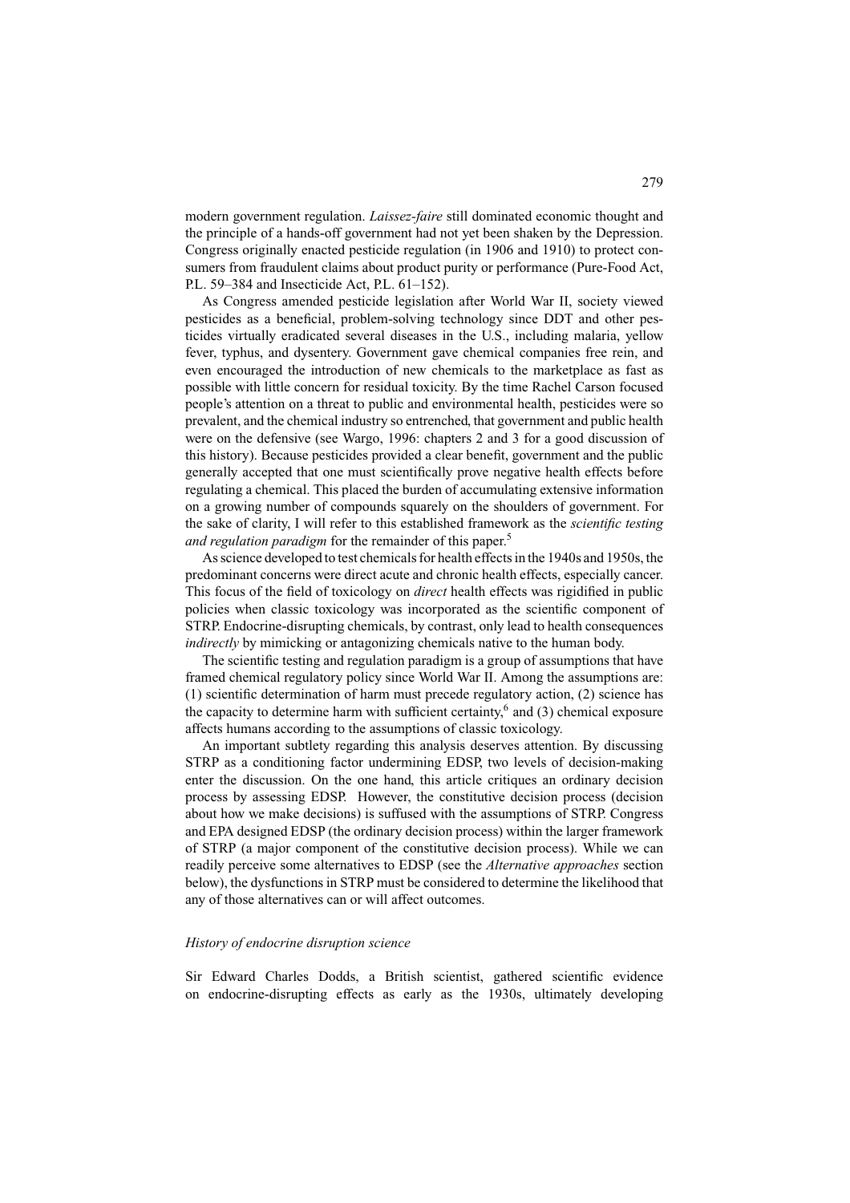modern government regulation. *Laissez-faire* still dominated economic thought and the principle of a hands-off government had not yet been shaken by the Depression. Congress originally enacted pesticide regulation (in 1906 and 1910) to protect consumers from fraudulent claims about product purity or performance (Pure-Food Act, P.L. 59–384 and Insecticide Act, P.L. 61–152).

As Congress amended pesticide legislation after World War II, society viewed pesticides as a beneficial, problem-solving technology since DDT and other pesticides virtually eradicated several diseases in the U.S., including malaria, yellow fever, typhus, and dysentery. Government gave chemical companies free rein, and even encouraged the introduction of new chemicals to the marketplace as fast as possible with little concern for residual toxicity. By the time Rachel Carson focused people's attention on a threat to public and environmental health, pesticides were so prevalent, and the chemical industry so entrenched, that government and public health were on the defensive (see Wargo, 1996: chapters 2 and 3 for a good discussion of this history). Because pesticides provided a clear benefit, government and the public generally accepted that one must scientifically prove negative health effects before regulating a chemical. This placed the burden of accumulating extensive information on a growing number of compounds squarely on the shoulders of government. For the sake of clarity, I will refer to this established framework as the *scientific testing and regulation paradigm* for the remainder of this paper.[5]

As science developed to test chemicals for health effects in the 1940s and 1950s, the predominant concerns were direct acute and chronic health effects, especially cancer. This focus of the field of toxicology on *direct* health effects was rigidified in public policies when classic toxicology was incorporated as the scientific component of STRP. Endocrine-disrupting chemicals, by contrast, only lead to health consequences *indirectly* by mimicking or antagonizing chemicals native to the human body.

The scientific testing and regulation paradigm is a group of assumptions that have framed chemical regulatory policy since World War II. Among the assumptions are: (1) scientific determination of harm must precede regulatory action, (2) science has the capacity to determine harm with sufficient certainty,[6] and (3) chemical exposure affects humans according to the assumptions of classic toxicology.

An important subtlety regarding this analysis deserves attention. By discussing STRP as a conditioning factor undermining EDSP, two levels of decision-making enter the discussion. On the one hand, this article critiques an ordinary decision process by assessing EDSP. However, the constitutive decision process (decision about how we make decisions) is suffused with the assumptions of STRP. Congress and EPA designed EDSP (the ordinary decision process) within the larger framework of STRP (a major component of the constitutive decision process). While we can readily perceive some alternatives to EDSP (see the *Alternative approaches* section below), the dysfunctions in STRP must be considered to determine the likelihood that any of those alternatives can or will affect outcomes.

### *History of endocrine disruption science*

Sir Edward Charles Dodds, a British scientist, gathered scientific evidence on endocrine-disrupting effects as early as the 1930s, ultimately developing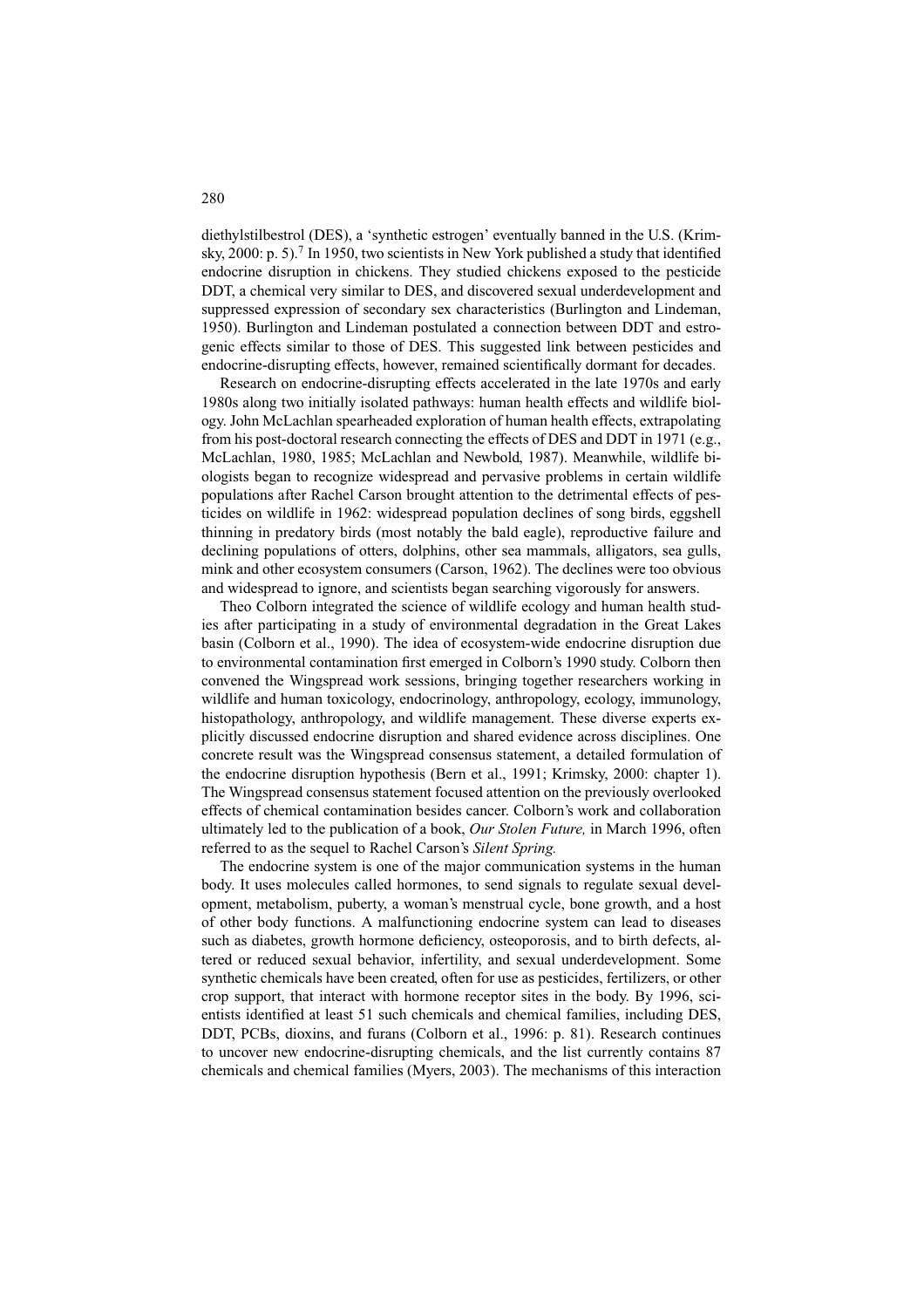diethylstilbestrol (DES), a 'synthetic estrogen' eventually banned in the U.S. (Krimsky, 2000: p. 5).[7] In 1950, two scientists in New York published a study that identified endocrine disruption in chickens. They studied chickens exposed to the pesticide DDT, a chemical very similar to DES, and discovered sexual underdevelopment and suppressed expression of secondary sex characteristics (Burlington and Lindeman, 1950). Burlington and Lindeman postulated a connection between DDT and estrogenic effects similar to those of DES. This suggested link between pesticides and endocrine-disrupting effects, however, remained scientifically dormant for decades.

Research on endocrine-disrupting effects accelerated in the late 1970s and early 1980s along two initially isolated pathways: human health effects and wildlife biology. John McLachlan spearheaded exploration of human health effects, extrapolating from his post-doctoral research connecting the effects of DES and DDT in 1971 (e.g., McLachlan, 1980, 1985; McLachlan and Newbold, 1987). Meanwhile, wildlife biologists began to recognize widespread and pervasive problems in certain wildlife populations after Rachel Carson brought attention to the detrimental effects of pesticides on wildlife in 1962: widespread population declines of song birds, eggshell thinning in predatory birds (most notably the bald eagle), reproductive failure and declining populations of otters, dolphins, other sea mammals, alligators, sea gulls, mink and other ecosystem consumers (Carson, 1962). The declines were too obvious and widespread to ignore, and scientists began searching vigorously for answers.

Theo Colborn integrated the science of wildlife ecology and human health studies after participating in a study of environmental degradation in the Great Lakes basin (Colborn et al., 1990). The idea of ecosystem-wide endocrine disruption due to environmental contamination first emerged in Colborn's 1990 study. Colborn then convened the Wingspread work sessions, bringing together researchers working in wildlife and human toxicology, endocrinology, anthropology, ecology, immunology, histopathology, anthropology, and wildlife management. These diverse experts explicitly discussed endocrine disruption and shared evidence across disciplines. One concrete result was the Wingspread consensus statement, a detailed formulation of the endocrine disruption hypothesis (Bern et al., 1991; Krimsky, 2000: chapter 1). The Wingspread consensus statement focused attention on the previously overlooked effects of chemical contamination besides cancer. Colborn's work and collaboration ultimately led to the publication of a book, *Our Stolen Future,* in March 1996, often referred to as the sequel to Rachel Carson's *Silent Spring.*

The endocrine system is one of the major communication systems in the human body. It uses molecules called hormones, to send signals to regulate sexual development, metabolism, puberty, a woman's menstrual cycle, bone growth, and a host of other body functions. A malfunctioning endocrine system can lead to diseases such as diabetes, growth hormone deficiency, osteoporosis, and to birth defects, altered or reduced sexual behavior, infertility, and sexual underdevelopment. Some synthetic chemicals have been created, often for use as pesticides, fertilizers, or other crop support, that interact with hormone receptor sites in the body. By 1996, scientists identified at least 51 such chemicals and chemical families, including DES, DDT, PCBs, dioxins, and furans (Colborn et al., 1996: p. 81). Research continues to uncover new endocrine-disrupting chemicals, and the list currently contains 87 chemicals and chemical families (Myers, 2003). The mechanisms of this interaction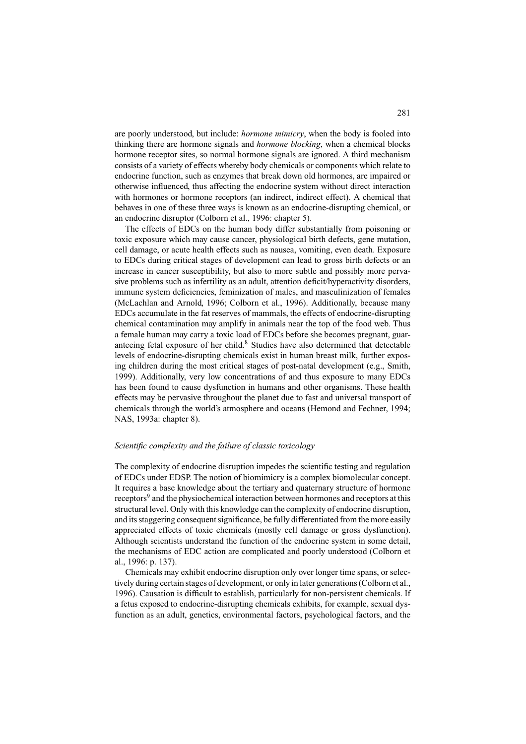are poorly understood, but include: *hormone mimicry*, when the body is fooled into thinking there are hormone signals and *hormone blocking*, when a chemical blocks hormone receptor sites, so normal hormone signals are ignored. A third mechanism consists of a variety of effects whereby body chemicals or components which relate to endocrine function, such as enzymes that break down old hormones, are impaired or otherwise influenced, thus affecting the endocrine system without direct interaction with hormones or hormone receptors (an indirect, indirect effect). A chemical that behaves in one of these three ways is known as an endocrine-disrupting chemical, or an endocrine disruptor (Colborn et al., 1996: chapter 5).

The effects of EDCs on the human body differ substantially from poisoning or toxic exposure which may cause cancer, physiological birth defects, gene mutation, cell damage, or acute health effects such as nausea, vomiting, even death. Exposure to EDCs during critical stages of development can lead to gross birth defects or an increase in cancer susceptibility, but also to more subtle and possibly more pervasive problems such as infertility as an adult, attention deficit/hyperactivity disorders, immune system deficiencies, feminization of males, and masculinization of females (McLachlan and Arnold, 1996; Colborn et al., 1996). Additionally, because many EDCs accumulate in the fat reserves of mammals, the effects of endocrine-disrupting chemical contamination may amplify in animals near the top of the food web. Thus a female human may carry a toxic load of EDCs before she becomes pregnant, guaranteeing fetal exposure of her child.[8] Studies have also determined that detectable levels of endocrine-disrupting chemicals exist in human breast milk, further exposing children during the most critical stages of post-natal development (e.g., Smith, 1999). Additionally, very low concentrations of and thus exposure to many EDCs has been found to cause dysfunction in humans and other organisms. These health effects may be pervasive throughout the planet due to fast and universal transport of chemicals through the world's atmosphere and oceans (Hemond and Fechner, 1994; NAS, 1993a: chapter 8).

### *Scientific complexity and the failure of classic toxicology*

The complexity of endocrine disruption impedes the scientific testing and regulation of EDCs under EDSP. The notion of biomimicry is a complex biomolecular concept. It requires a base knowledge about the tertiary and quaternary structure of hormone receptors[9] and the physiochemical interaction between hormones and receptors at this structural level. Only with this knowledge can the complexity of endocrine disruption, and its staggering consequent significance, be fully differentiated from the more easily appreciated effects of toxic chemicals (mostly cell damage or gross dysfunction). Although scientists understand the function of the endocrine system in some detail, the mechanisms of EDC action are complicated and poorly understood (Colborn et al., 1996: p. 137).

Chemicals may exhibit endocrine disruption only over longer time spans, or selectively during certain stages of development, or only in later generations (Colborn et al., 1996). Causation is difficult to establish, particularly for non-persistent chemicals. If a fetus exposed to endocrine-disrupting chemicals exhibits, for example, sexual dysfunction as an adult, genetics, environmental factors, psychological factors, and the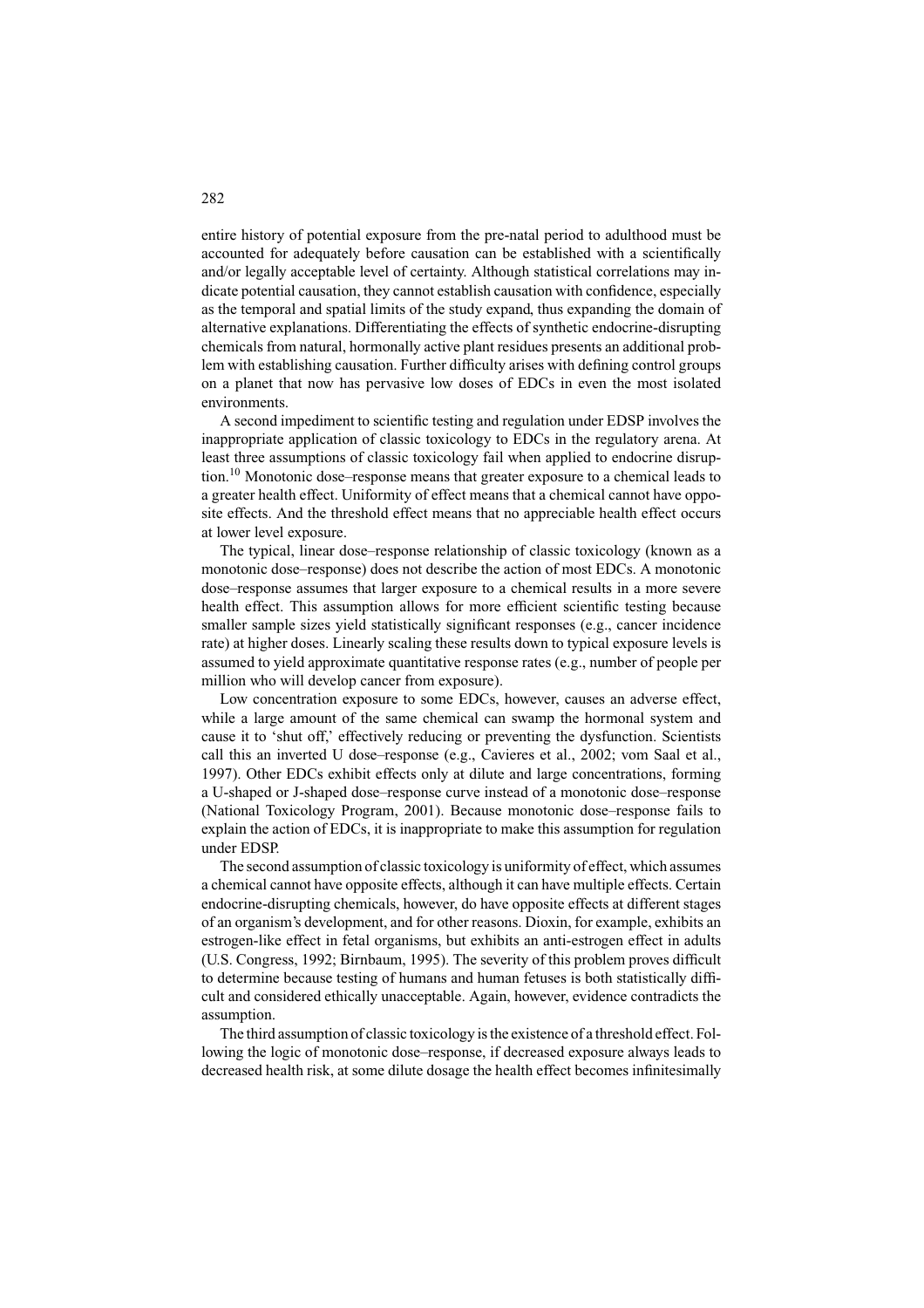entire history of potential exposure from the pre-natal period to adulthood must be accounted for adequately before causation can be established with a scientifically and/or legally acceptable level of certainty. Although statistical correlations may indicate potential causation, they cannot establish causation with confidence, especially as the temporal and spatial limits of the study expand, thus expanding the domain of alternative explanations. Differentiating the effects of synthetic endocrine-disrupting chemicals from natural, hormonally active plant residues presents an additional problem with establishing causation. Further difficulty arises with defining control groups on a planet that now has pervasive low doses of EDCs in even the most isolated environments.

A second impediment to scientific testing and regulation under EDSP involves the inappropriate application of classic toxicology to EDCs in the regulatory arena. At least three assumptions of classic toxicology fail when applied to endocrine disruption.[10] Monotonic dose–response means that greater exposure to a chemical leads to a greater health effect. Uniformity of effect means that a chemical cannot have opposite effects. And the threshold effect means that no appreciable health effect occurs at lower level exposure.

The typical, linear dose–response relationship of classic toxicology (known as a monotonic dose–response) does not describe the action of most EDCs. A monotonic dose–response assumes that larger exposure to a chemical results in a more severe health effect. This assumption allows for more efficient scientific testing because smaller sample sizes yield statistically significant responses (e.g., cancer incidence rate) at higher doses. Linearly scaling these results down to typical exposure levels is assumed to yield approximate quantitative response rates (e.g., number of people per million who will develop cancer from exposure).

Low concentration exposure to some EDCs, however, causes an adverse effect, while a large amount of the same chemical can swamp the hormonal system and cause it to 'shut off,' effectively reducing or preventing the dysfunction. Scientists call this an inverted U dose–response (e.g., Cavieres et al., 2002; vom Saal et al., 1997). Other EDCs exhibit effects only at dilute and large concentrations, forming a U-shaped or J-shaped dose–response curve instead of a monotonic dose–response (National Toxicology Program, 2001). Because monotonic dose–response fails to explain the action of EDCs, it is inappropriate to make this assumption for regulation under EDSP.

The second assumption of classic toxicology is uniformity of effect, which assumes a chemical cannot have opposite effects, although it can have multiple effects. Certain endocrine-disrupting chemicals, however, do have opposite effects at different stages of an organism's development, and for other reasons. Dioxin, for example, exhibits an estrogen-like effect in fetal organisms, but exhibits an anti-estrogen effect in adults (U.S. Congress, 1992; Birnbaum, 1995). The severity of this problem proves difficult to determine because testing of humans and human fetuses is both statistically difficult and considered ethically unacceptable. Again, however, evidence contradicts the assumption.

The third assumption of classic toxicology is the existence of a threshold effect. Following the logic of monotonic dose–response, if decreased exposure always leads to decreased health risk, at some dilute dosage the health effect becomes infinitesimally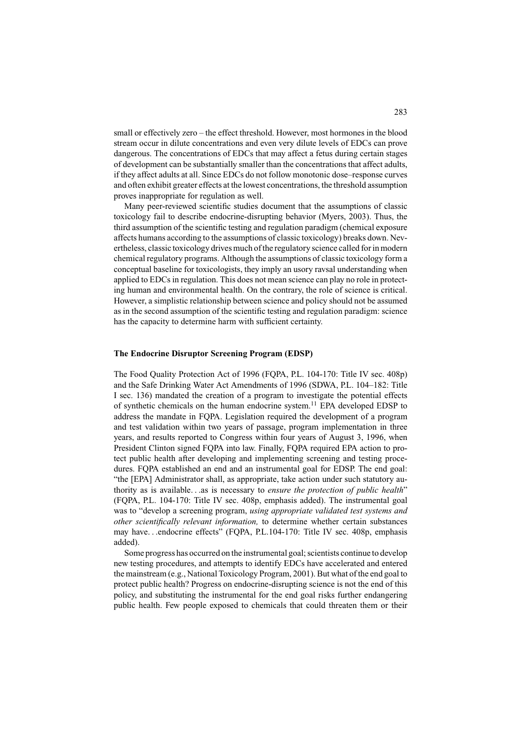small or effectively zero – the effect threshold. However, most hormones in the blood stream occur in dilute concentrations and even very dilute levels of EDCs can prove dangerous. The concentrations of EDCs that may affect a fetus during certain stages of development can be substantially smaller than the concentrations that affect adults, if they affect adults at all. Since EDCs do not follow monotonic dose–response curves and often exhibit greater effects at the lowest concentrations, the threshold assumption proves inappropriate for regulation as well.

Many peer-reviewed scientific studies document that the assumptions of classic toxicology fail to describe endocrine-disrupting behavior (Myers, 2003). Thus, the third assumption of the scientific testing and regulation paradigm (chemical exposure affects humans according to the assumptions of classic toxicology) breaks down. Nevertheless, classic toxicology drives much of the regulatory science called for in modern chemical regulatory programs. Although the assumptions of classic toxicology form a conceptual baseline for toxicologists, they imply an usory ravsal understanding when applied to EDCs in regulation. This does not mean science can play no role in protecting human and environmental health. On the contrary, the role of science is critical. However, a simplistic relationship between science and policy should not be assumed as in the second assumption of the scientific testing and regulation paradigm: science has the capacity to determine harm with sufficient certainty.

### The Endocrine Disruptor Screening Program (EDSP)

The Food Quality Protection Act of 1996 (FQPA, P.L. 104-170: Title IV sec. 408p) and the Safe Drinking Water Act Amendments of 1996 (SDWA, P.L. 104–182: Title I sec. 136) mandated the creation of a program to investigate the potential effects of synthetic chemicals on the human endocrine system.[11] EPA developed EDSP to address the mandate in FQPA. Legislation required the development of a program and test validation within two years of passage, program implementation in three years, and results reported to Congress within four years of August 3, 1996, when President Clinton signed FQPA into law. Finally, FQPA required EPA action to protect public health after developing and implementing screening and testing procedures. FQPA established an end and an instrumental goal for EDSP. The end goal: "the [EPA] Administrator shall, as appropriate, take action under such statutory authority as is available. . .as is necessary to *ensure the protection of public health*" (FQPA, P.L. 104-170: Title IV sec. 408p, emphasis added). The instrumental goal was to "develop a screening program, *using appropriate validated test systems and other scientifically relevant information,* to determine whether certain substances may have. . .endocrine effects" (FQPA, P.L.104-170: Title IV sec. 408p, emphasis added).

Some progress has occurred on the instrumental goal; scientists continue to develop new testing procedures, and attempts to identify EDCs have accelerated and entered the mainstream (e.g., National Toxicology Program, 2001). But what of the end goal to protect public health? Progress on endocrine-disrupting science is not the end of this policy, and substituting the instrumental for the end goal risks further endangering public health. Few people exposed to chemicals that could threaten them or their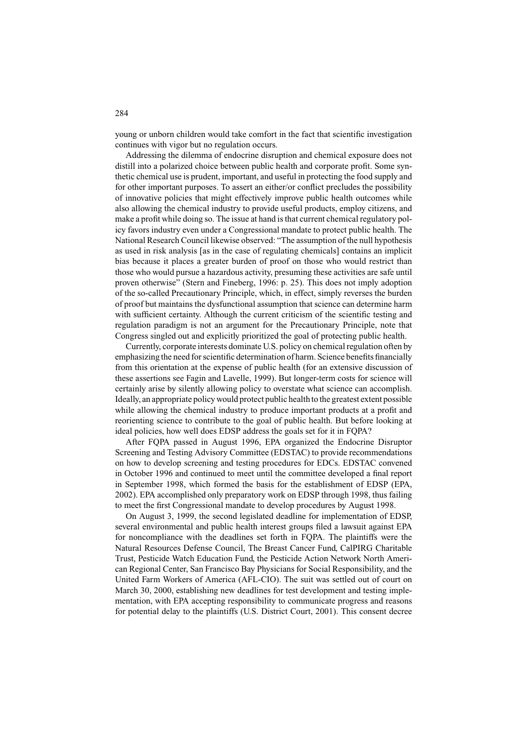young or unborn children would take comfort in the fact that scientific investigation continues with vigor but no regulation occurs.

Addressing the dilemma of endocrine disruption and chemical exposure does not distill into a polarized choice between public health and corporate profit. Some synthetic chemical use is prudent, important, and useful in protecting the food supply and for other important purposes. To assert an either/or conflict precludes the possibility of innovative policies that might effectively improve public health outcomes while also allowing the chemical industry to provide useful products, employ citizens, and make a profit while doing so. The issue at hand is that current chemical regulatory policy favors industry even under a Congressional mandate to protect public health. The National Research Council likewise observed: "The assumption of the null hypothesis as used in risk analysis [as in the case of regulating chemicals] contains an implicit bias because it places a greater burden of proof on those who would restrict than those who would pursue a hazardous activity, presuming these activities are safe until proven otherwise" (Stern and Fineberg, 1996: p. 25). This does not imply adoption of the so-called Precautionary Principle, which, in effect, simply reverses the burden of proof but maintains the dysfunctional assumption that science can determine harm with sufficient certainty. Although the current criticism of the scientific testing and regulation paradigm is not an argument for the Precautionary Principle, note that Congress singled out and explicitly prioritized the goal of protecting public health.

Currently, corporate interests dominate U.S. policy on chemical regulation often by emphasizing the need for scientific determination of harm. Science benefits financially from this orientation at the expense of public health (for an extensive discussion of these assertions see Fagin and Lavelle, 1999). But longer-term costs for science will certainly arise by silently allowing policy to overstate what science can accomplish. Ideally, an appropriate policy would protect public health to the greatest extent possible while allowing the chemical industry to produce important products at a profit and reorienting science to contribute to the goal of public health. But before looking at ideal policies, how well does EDSP address the goals set for it in FQPA?

After FQPA passed in August 1996, EPA organized the Endocrine Disruptor Screening and Testing Advisory Committee (EDSTAC) to provide recommendations on how to develop screening and testing procedures for EDCs. EDSTAC convened in October 1996 and continued to meet until the committee developed a final report in September 1998, which formed the basis for the establishment of EDSP (EPA, 2002). EPA accomplished only preparatory work on EDSP through 1998, thus failing to meet the first Congressional mandate to develop procedures by August 1998.

On August 3, 1999, the second legislated deadline for implementation of EDSP, several environmental and public health interest groups filed a lawsuit against EPA for noncompliance with the deadlines set forth in FQPA. The plaintiffs were the Natural Resources Defense Council, The Breast Cancer Fund, CalPIRG Charitable Trust, Pesticide Watch Education Fund, the Pesticide Action Network North American Regional Center, San Francisco Bay Physicians for Social Responsibility, and the United Farm Workers of America (AFL-CIO). The suit was settled out of court on March 30, 2000, establishing new deadlines for test development and testing implementation, with EPA accepting responsibility to communicate progress and reasons for potential delay to the plaintiffs (U.S. District Court, 2001). This consent decree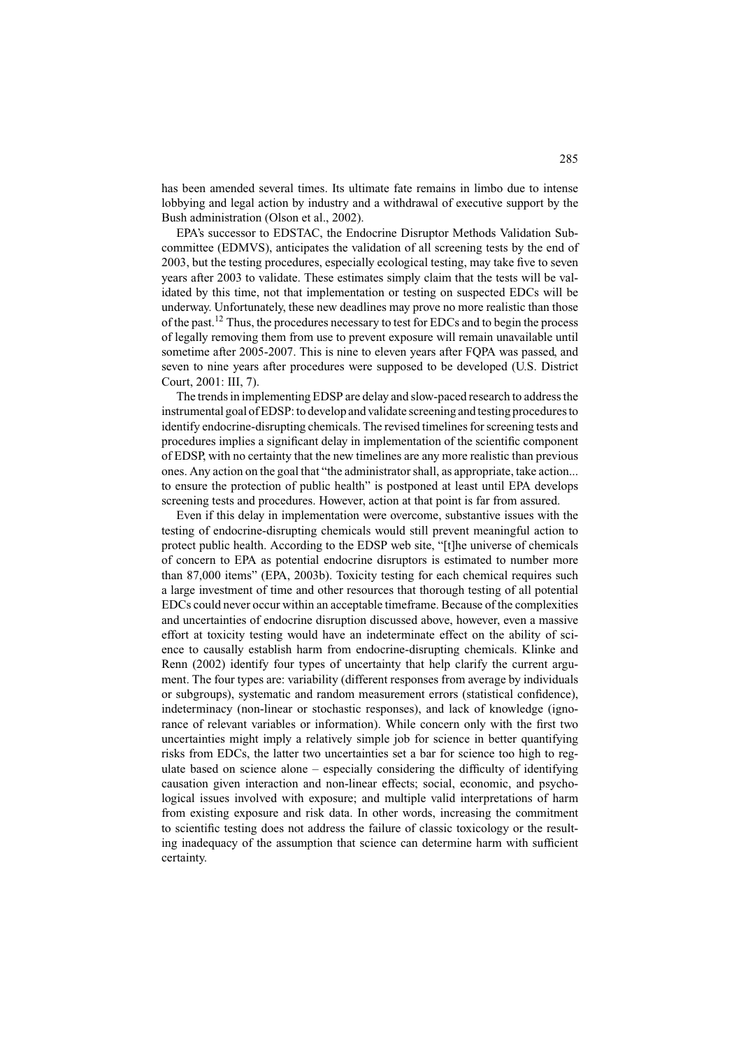has been amended several times. Its ultimate fate remains in limbo due to intense lobbying and legal action by industry and a withdrawal of executive support by the Bush administration (Olson et al., 2002).

EPA's successor to EDSTAC, the Endocrine Disruptor Methods Validation Subcommittee (EDMVS), anticipates the validation of all screening tests by the end of 2003, but the testing procedures, especially ecological testing, may take five to seven years after 2003 to validate. These estimates simply claim that the tests will be validated by this time, not that implementation or testing on suspected EDCs will be underway. Unfortunately, these new deadlines may prove no more realistic than those of the past.[12] Thus, the procedures necessary to test for EDCs and to begin the process of legally removing them from use to prevent exposure will remain unavailable until sometime after 2005-2007. This is nine to eleven years after FQPA was passed, and seven to nine years after procedures were supposed to be developed (U.S. District Court, 2001: III, 7).

The trends in implementing EDSP are delay and slow-paced research to address the instrumental goal of EDSP: to develop and validate screening and testing procedures to identify endocrine-disrupting chemicals. The revised timelines for screening tests and procedures implies a significant delay in implementation of the scientific component of EDSP, with no certainty that the new timelines are any more realistic than previous ones. Any action on the goal that "the administrator shall, as appropriate, take action... to ensure the protection of public health" is postponed at least until EPA develops screening tests and procedures. However, action at that point is far from assured.

Even if this delay in implementation were overcome, substantive issues with the testing of endocrine-disrupting chemicals would still prevent meaningful action to protect public health. According to the EDSP web site, "[t]he universe of chemicals of concern to EPA as potential endocrine disruptors is estimated to number more than 87,000 items" (EPA, 2003b). Toxicity testing for each chemical requires such a large investment of time and other resources that thorough testing of all potential EDCs could never occur within an acceptable timeframe. Because of the complexities and uncertainties of endocrine disruption discussed above, however, even a massive effort at toxicity testing would have an indeterminate effect on the ability of science to causally establish harm from endocrine-disrupting chemicals. Klinke and Renn (2002) identify four types of uncertainty that help clarify the current argument. The four types are: variability (different responses from average by individuals or subgroups), systematic and random measurement errors (statistical confidence), indeterminacy (non-linear or stochastic responses), and lack of knowledge (ignorance of relevant variables or information). While concern only with the first two uncertainties might imply a relatively simple job for science in better quantifying risks from EDCs, the latter two uncertainties set a bar for science too high to regulate based on science alone – especially considering the difficulty of identifying causation given interaction and non-linear effects; social, economic, and psychological issues involved with exposure; and multiple valid interpretations of harm from existing exposure and risk data. In other words, increasing the commitment to scientific testing does not address the failure of classic toxicology or the resulting inadequacy of the assumption that science can determine harm with sufficient certainty.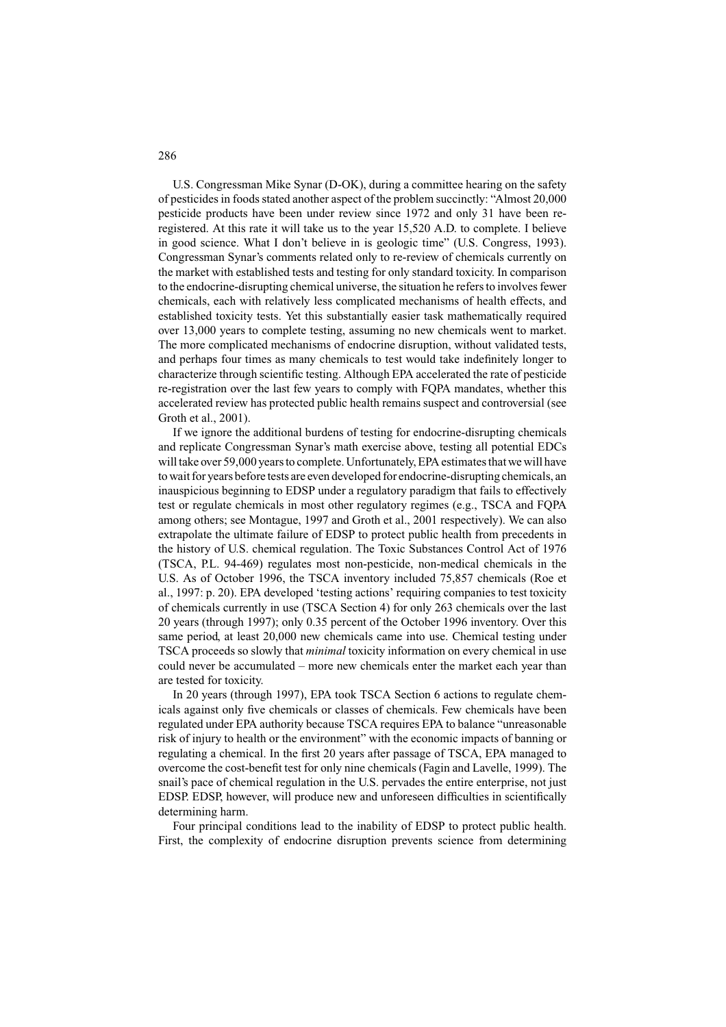U.S. Congressman Mike Synar (D-OK), during a committee hearing on the safety of pesticides in foods stated another aspect of the problem succinctly: "Almost 20,000 pesticide products have been under review since 1972 and only 31 have been re-registered. At this rate it will take us to the year 15,520 A.D. to complete. I believe in good science. What I don't believe in is geologic time" (U.S. Congress, 1993). Congressman Synar's comments related only to re-review of chemicals currently on the market with established tests and testing for only standard toxicity. In comparison to the endocrine-disrupting chemical universe, the situation he refers to involves fewer chemicals, each with relatively less complicated mechanisms of health effects, and established toxicity tests. Yet this substantially easier task mathematically required over 13,000 years to complete testing, assuming no new chemicals went to market. The more complicated mechanisms of endocrine disruption, without validated tests, and perhaps four times as many chemicals to test would take indefinitely longer to characterize through scientific testing. Although EPA accelerated the rate of pesticide re-registration over the last few years to comply with FQPA mandates, whether this accelerated review has protected public health remains suspect and controversial (see Groth et al., 2001).

If we ignore the additional burdens of testing for endocrine-disrupting chemicals and replicate Congressman Synar's math exercise above, testing all potential EDCs will take over 59,000 years to complete. Unfortunately, EPA estimates that we will have to wait for years before tests are even developed for endocrine-disrupting chemicals, an inauspicious beginning to EDSP under a regulatory paradigm that fails to effectively test or regulate chemicals in most other regulatory regimes (e.g., TSCA and FQPA among others; see Montague, 1997 and Groth et al., 2001 respectively). We can also extrapolate the ultimate failure of EDSP to protect public health from precedents in the history of U.S. chemical regulation. The Toxic Substances Control Act of 1976 (TSCA, P.L. 94-469) regulates most non-pesticide, non-medical chemicals in the U.S. As of October 1996, the TSCA inventory included 75,857 chemicals (Roe et al., 1997: p. 20). EPA developed 'testing actions' requiring companies to test toxicity of chemicals currently in use (TSCA Section 4) for only 263 chemicals over the last 20 years (through 1997); only 0.35 percent of the October 1996 inventory. Over this same period, at least 20,000 new chemicals came into use. Chemical testing under TSCA proceeds so slowly that *minimal* toxicity information on every chemical in use could never be accumulated – more new chemicals enter the market each year than are tested for toxicity.

In 20 years (through 1997), EPA took TSCA Section 6 actions to regulate chemicals against only five chemicals or classes of chemicals. Few chemicals have been regulated under EPA authority because TSCA requires EPA to balance "unreasonable risk of injury to health or the environment" with the economic impacts of banning or regulating a chemical. In the first 20 years after passage of TSCA, EPA managed to overcome the cost-benefit test for only nine chemicals (Fagin and Lavelle, 1999). The snail's pace of chemical regulation in the U.S. pervades the entire enterprise, not just EDSP. EDSP, however, will produce new and unforeseen difficulties in scientifically determining harm.

Four principal conditions lead to the inability of EDSP to protect public health. First, the complexity of endocrine disruption prevents science from determining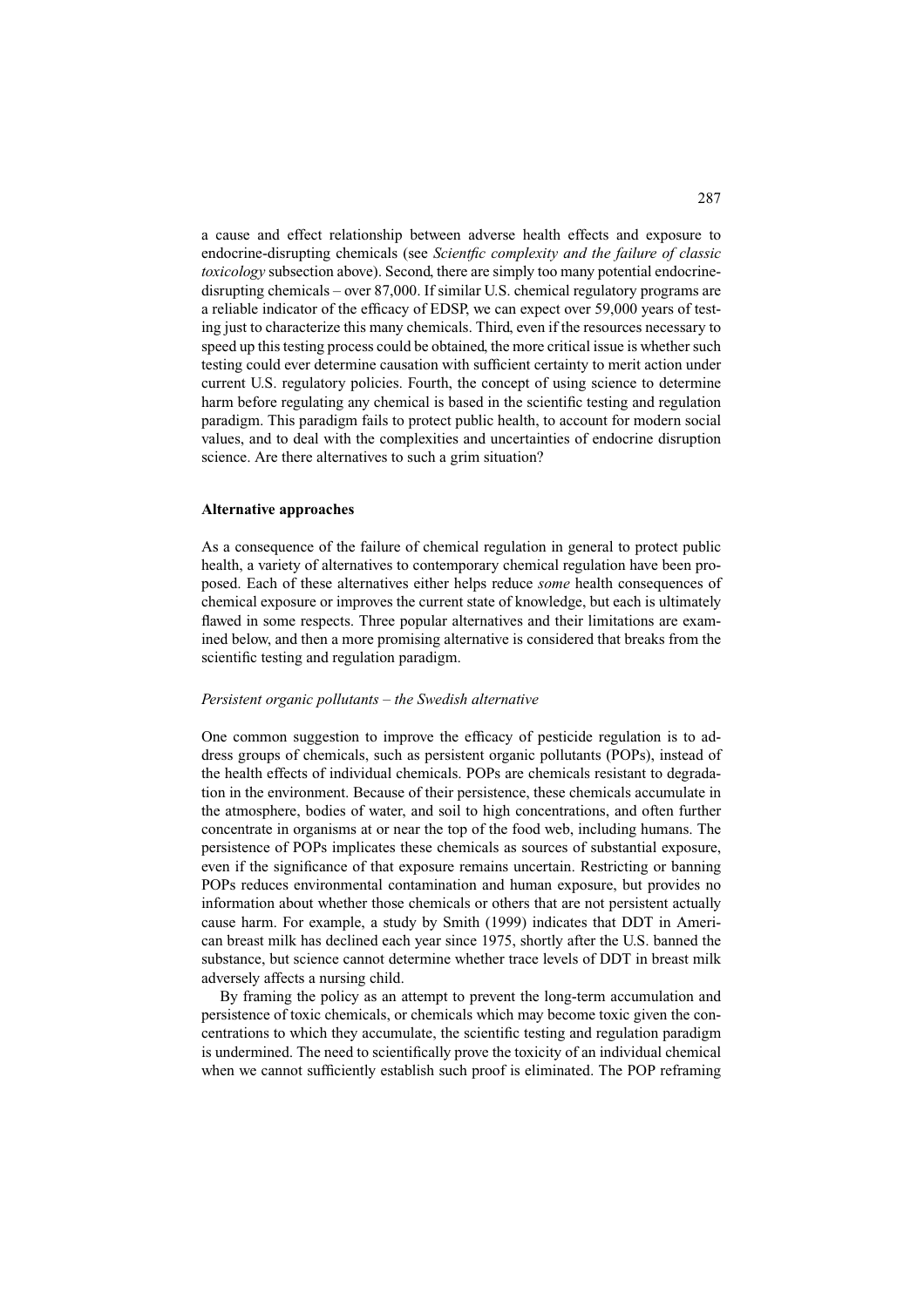a cause and effect relationship between adverse health effects and exposure to endocrine-disrupting chemicals (see *Scientfic complexity and the failure of classic toxicology* subsection above). Second, there are simply too many potential endocrine-disrupting chemicals – over 87,000. If similar U.S. chemical regulatory programs are a reliable indicator of the efficacy of EDSP, we can expect over 59,000 years of testing just to characterize this many chemicals. Third, even if the resources necessary to speed up this testing process could be obtained, the more critical issue is whether such testing could ever determine causation with sufficient certainty to merit action under current U.S. regulatory policies. Fourth, the concept of using science to determine harm before regulating any chemical is based in the scientific testing and regulation paradigm. This paradigm fails to protect public health, to account for modern social values, and to deal with the complexities and uncertainties of endocrine disruption science. Are there alternatives to such a grim situation?

## Alternative approaches

As a consequence of the failure of chemical regulation in general to protect public health, a variety of alternatives to contemporary chemical regulation have been proposed. Each of these alternatives either helps reduce *some* health consequences of chemical exposure or improves the current state of knowledge, but each is ultimately flawed in some respects. Three popular alternatives and their limitations are examined below, and then a more promising alternative is considered that breaks from the scientific testing and regulation paradigm.

### *Persistent organic pollutants – the Swedish alternative*

One common suggestion to improve the efficacy of pesticide regulation is to address groups of chemicals, such as persistent organic pollutants (POPs), instead of the health effects of individual chemicals. POPs are chemicals resistant to degradation in the environment. Because of their persistence, these chemicals accumulate in the atmosphere, bodies of water, and soil to high concentrations, and often further concentrate in organisms at or near the top of the food web, including humans. The persistence of POPs implicates these chemicals as sources of substantial exposure, even if the significance of that exposure remains uncertain. Restricting or banning POPs reduces environmental contamination and human exposure, but provides no information about whether those chemicals or others that are not persistent actually cause harm. For example, a study by Smith (1999) indicates that DDT in American breast milk has declined each year since 1975, shortly after the U.S. banned the substance, but science cannot determine whether trace levels of DDT in breast milk adversely affects a nursing child.

By framing the policy as an attempt to prevent the long-term accumulation and persistence of toxic chemicals, or chemicals which may become toxic given the concentrations to which they accumulate, the scientific testing and regulation paradigm is undermined. The need to scientifically prove the toxicity of an individual chemical when we cannot sufficiently establish such proof is eliminated. The POP reframing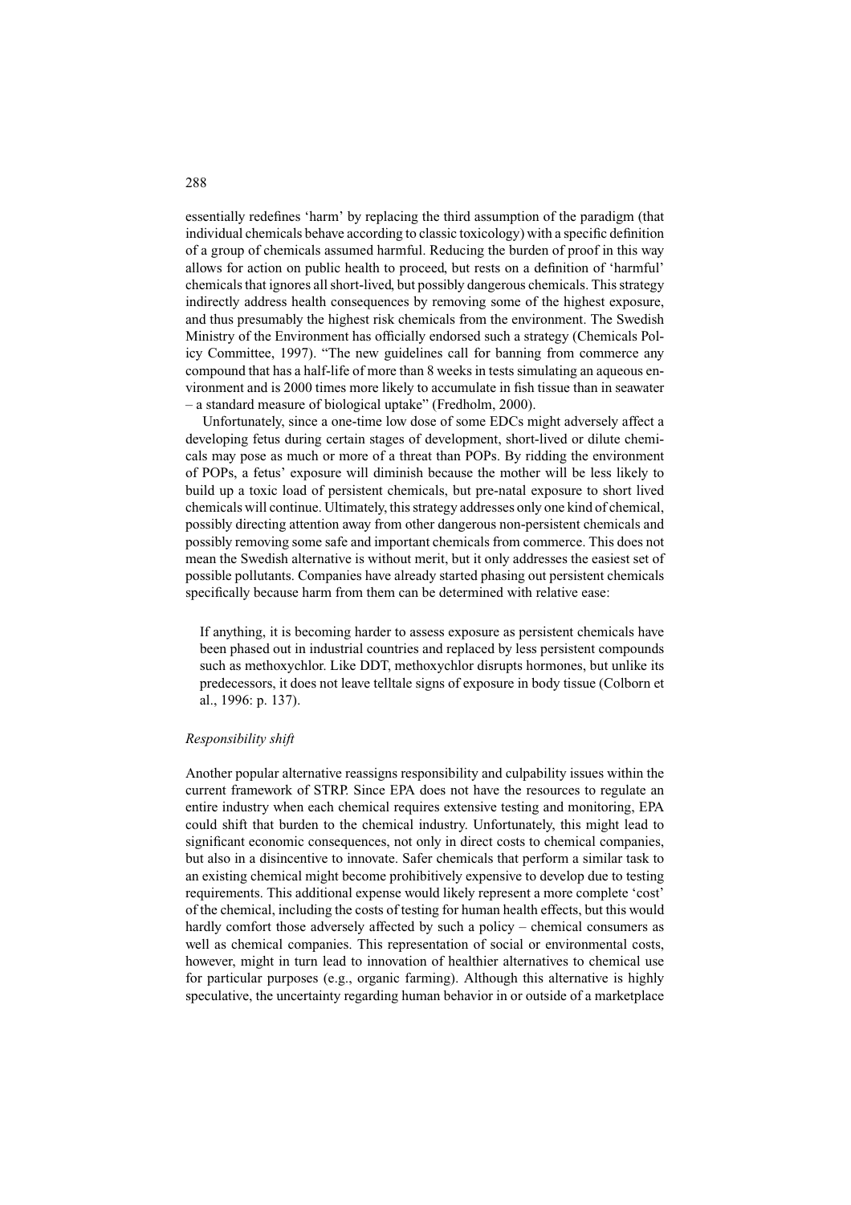essentially redefines 'harm' by replacing the third assumption of the paradigm (that individual chemicals behave according to classic toxicology) with a specific definition of a group of chemicals assumed harmful. Reducing the burden of proof in this way allows for action on public health to proceed, but rests on a definition of 'harmful' chemicals that ignores all short-lived, but possibly dangerous chemicals. This strategy indirectly address health consequences by removing some of the highest exposure, and thus presumably the highest risk chemicals from the environment. The Swedish Ministry of the Environment has officially endorsed such a strategy (Chemicals Policy Committee, 1997). "The new guidelines call for banning from commerce any compound that has a half-life of more than 8 weeks in tests simulating an aqueous environment and is 2000 times more likely to accumulate in fish tissue than in seawater – a standard measure of biological uptake" (Fredholm, 2000).

Unfortunately, since a one-time low dose of some EDCs might adversely affect a developing fetus during certain stages of development, short-lived or dilute chemicals may pose as much or more of a threat than POPs. By ridding the environment of POPs, a fetus' exposure will diminish because the mother will be less likely to build up a toxic load of persistent chemicals, but pre-natal exposure to short lived chemicals will continue. Ultimately, this strategy addresses only one kind of chemical, possibly directing attention away from other dangerous non-persistent chemicals and possibly removing some safe and important chemicals from commerce. This does not mean the Swedish alternative is without merit, but it only addresses the easiest set of possible pollutants. Companies have already started phasing out persistent chemicals specifically because harm from them can be determined with relative ease:

> If anything, it is becoming harder to assess exposure as persistent chemicals have been phased out in industrial countries and replaced by less persistent compounds such as methoxychlor. Like DDT, methoxychlor disrupts hormones, but unlike its predecessors, it does not leave telltale signs of exposure in body tissue (Colborn et al., 1996: p. 137).

*Responsibility shift*

Another popular alternative reassigns responsibility and culpability issues within the current framework of STRP. Since EPA does not have the resources to regulate an entire industry when each chemical requires extensive testing and monitoring, EPA could shift that burden to the chemical industry. Unfortunately, this might lead to significant economic consequences, not only in direct costs to chemical companies, but also in a disincentive to innovate. Safer chemicals that perform a similar task to an existing chemical might become prohibitively expensive to develop due to testing requirements. This additional expense would likely represent a more complete 'cost' of the chemical, including the costs of testing for human health effects, but this would hardly comfort those adversely affected by such a policy – chemical consumers as well as chemical companies. This representation of social or environmental costs, however, might in turn lead to innovation of healthier alternatives to chemical use for particular purposes (e.g., organic farming). Although this alternative is highly speculative, the uncertainty regarding human behavior in or outside of a marketplace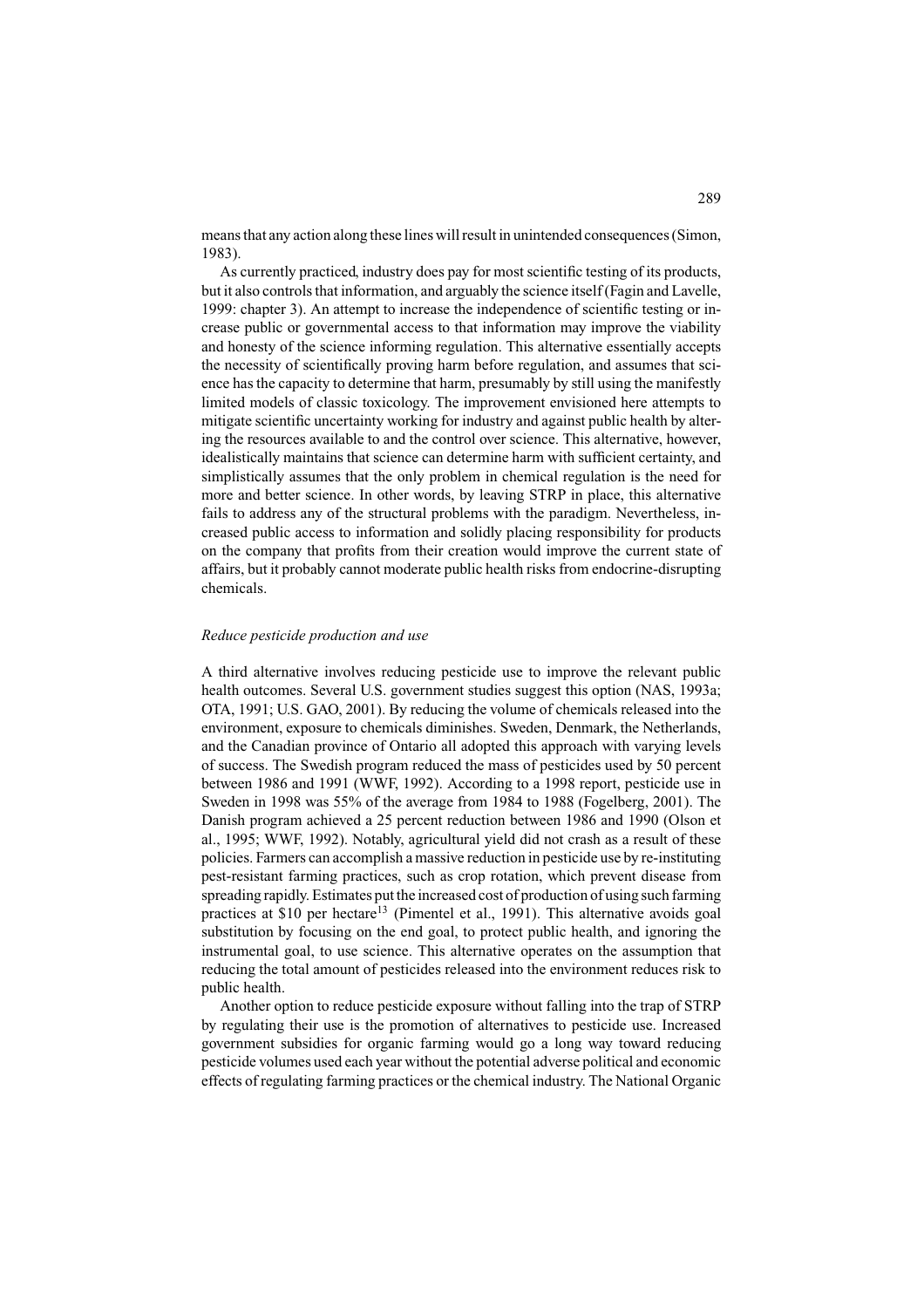means that any action along these lines will result in unintended consequences (Simon, 1983).

As currently practiced, industry does pay for most scientific testing of its products, but it also controls that information, and arguably the science itself (Fagin and Lavelle, 1999: chapter 3). An attempt to increase the independence of scientific testing or increase public or governmental access to that information may improve the viability and honesty of the science informing regulation. This alternative essentially accepts the necessity of scientifically proving harm before regulation, and assumes that science has the capacity to determine that harm, presumably by still using the manifestly limited models of classic toxicology. The improvement envisioned here attempts to mitigate scientific uncertainty working for industry and against public health by altering the resources available to and the control over science. This alternative, however, idealistically maintains that science can determine harm with sufficient certainty, and simplistically assumes that the only problem in chemical regulation is the need for more and better science. In other words, by leaving STRP in place, this alternative fails to address any of the structural problems with the paradigm. Nevertheless, increased public access to information and solidly placing responsibility for products on the company that profits from their creation would improve the current state of affairs, but it probably cannot moderate public health risks from endocrine-disrupting chemicals.

*Reduce pesticide production and use*

A third alternative involves reducing pesticide use to improve the relevant public health outcomes. Several U.S. government studies suggest this option (NAS, 1993a; OTA, 1991; U.S. GAO, 2001). By reducing the volume of chemicals released into the environment, exposure to chemicals diminishes. Sweden, Denmark, the Netherlands, and the Canadian province of Ontario all adopted this approach with varying levels of success. The Swedish program reduced the mass of pesticides used by 50 percent between 1986 and 1991 (WWF, 1992). According to a 1998 report, pesticide use in Sweden in 1998 was 55% of the average from 1984 to 1988 (Fogelberg, 2001). The Danish program achieved a 25 percent reduction between 1986 and 1990 (Olson et al., 1995; WWF, 1992). Notably, agricultural yield did not crash as a result of these policies. Farmers can accomplish a massive reduction in pesticide use by re-instituting pest-resistant farming practices, such as crop rotation, which prevent disease from spreading rapidly. Estimates put the increased cost of production of using such farming practices at \$10 per hectare[13] (Pimentel et al., 1991). This alternative avoids goal substitution by focusing on the end goal, to protect public health, and ignoring the instrumental goal, to use science. This alternative operates on the assumption that reducing the total amount of pesticides released into the environment reduces risk to public health.

Another option to reduce pesticide exposure without falling into the trap of STRP by regulating their use is the promotion of alternatives to pesticide use. Increased government subsidies for organic farming would go a long way toward reducing pesticide volumes used each year without the potential adverse political and economic effects of regulating farming practices or the chemical industry. The National Organic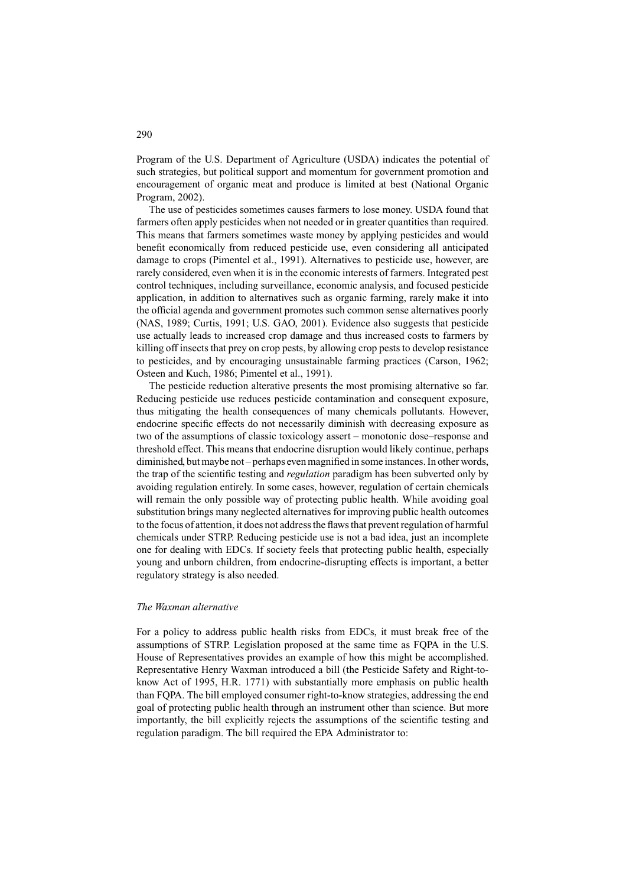Program of the U.S. Department of Agriculture (USDA) indicates the potential of such strategies, but political support and momentum for government promotion and encouragement of organic meat and produce is limited at best (National Organic Program, 2002).

The use of pesticides sometimes causes farmers to lose money. USDA found that farmers often apply pesticides when not needed or in greater quantities than required. This means that farmers sometimes waste money by applying pesticides and would benefit economically from reduced pesticide use, even considering all anticipated damage to crops (Pimentel et al., 1991). Alternatives to pesticide use, however, are rarely considered, even when it is in the economic interests of farmers. Integrated pest control techniques, including surveillance, economic analysis, and focused pesticide application, in addition to alternatives such as organic farming, rarely make it into the official agenda and government promotes such common sense alternatives poorly (NAS, 1989; Curtis, 1991; U.S. GAO, 2001). Evidence also suggests that pesticide use actually leads to increased crop damage and thus increased costs to farmers by killing off insects that prey on crop pests, by allowing crop pests to develop resistance to pesticides, and by encouraging unsustainable farming practices (Carson, 1962; Osteen and Kuch, 1986; Pimentel et al., 1991).

The pesticide reduction alterative presents the most promising alternative so far. Reducing pesticide use reduces pesticide contamination and consequent exposure, thus mitigating the health consequences of many chemicals pollutants. However, endocrine specific effects do not necessarily diminish with decreasing exposure as two of the assumptions of classic toxicology assert – monotonic dose–response and threshold effect. This means that endocrine disruption would likely continue, perhaps diminished, but maybe not – perhaps even magnified in some instances. In other words, the trap of the scientific testing and *regulation* paradigm has been subverted only by avoiding regulation entirely. In some cases, however, regulation of certain chemicals will remain the only possible way of protecting public health. While avoiding goal substitution brings many neglected alternatives for improving public health outcomes to the focus of attention, it does not address the flaws that prevent regulation of harmful chemicals under STRP. Reducing pesticide use is not a bad idea, just an incomplete one for dealing with EDCs. If society feels that protecting public health, especially young and unborn children, from endocrine-disrupting effects is important, a better regulatory strategy is also needed.

### *The Waxman alternative*

For a policy to address public health risks from EDCs, it must break free of the assumptions of STRP. Legislation proposed at the same time as FQPA in the U.S. House of Representatives provides an example of how this might be accomplished. Representative Henry Waxman introduced a bill (the Pesticide Safety and Right-to-know Act of 1995, H.R. 1771) with substantially more emphasis on public health than FQPA. The bill employed consumer right-to-know strategies, addressing the end goal of protecting public health through an instrument other than science. But more importantly, the bill explicitly rejects the assumptions of the scientific testing and regulation paradigm. The bill required the EPA Administrator to: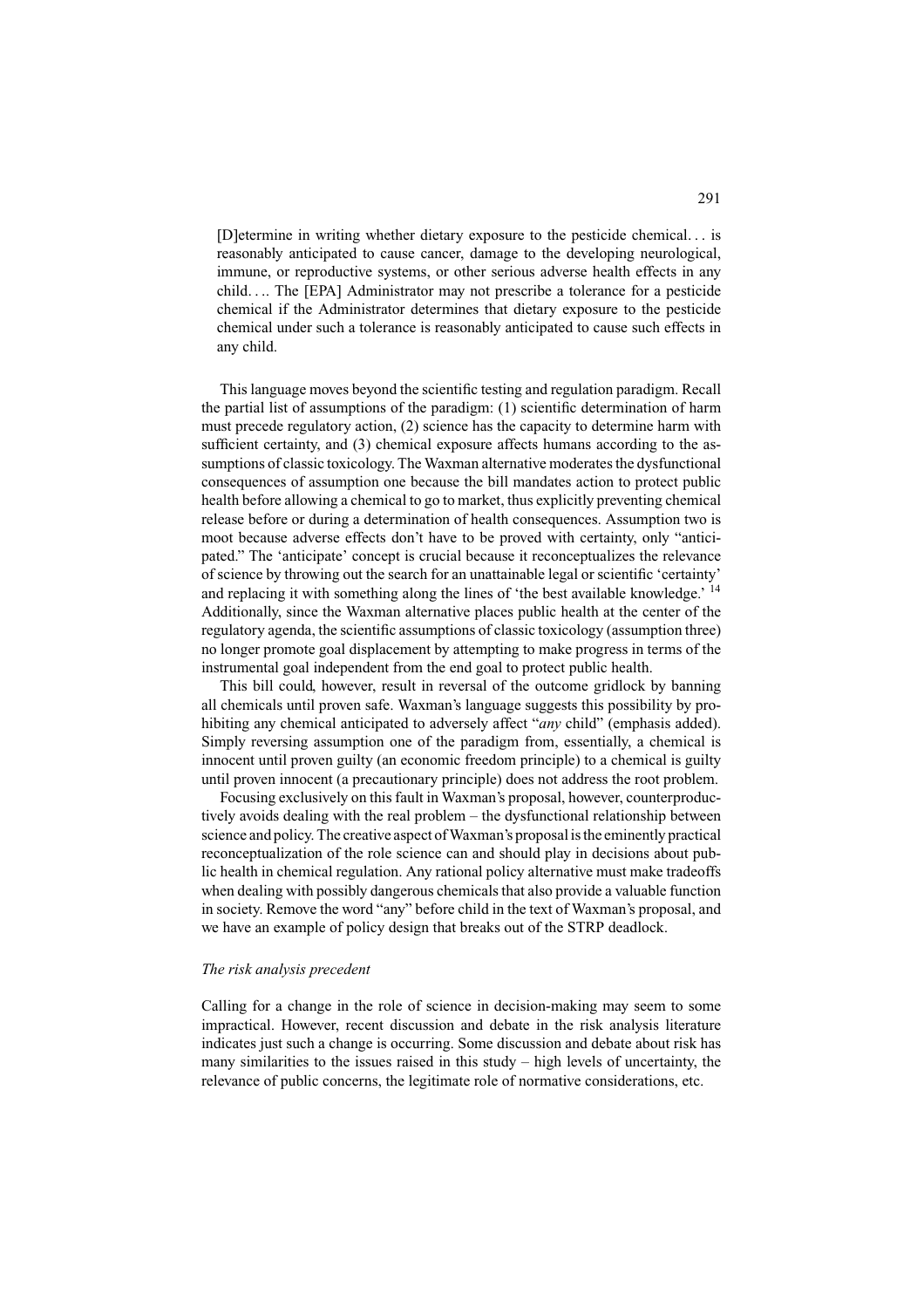> [D]etermine in writing whether dietary exposure to the pesticide chemical... is reasonably anticipated to cause cancer, damage to the developing neurological, immune, or reproductive systems, or other serious adverse health effects in any child.... The [EPA] Administrator may not prescribe a tolerance for a pesticide chemical if the Administrator determines that dietary exposure to the pesticide chemical under such a tolerance is reasonably anticipated to cause such effects in any child.

This language moves beyond the scientific testing and regulation paradigm. Recall the partial list of assumptions of the paradigm: (1) scientific determination of harm must precede regulatory action, (2) science has the capacity to determine harm with sufficient certainty, and (3) chemical exposure affects humans according to the assumptions of classic toxicology. The Waxman alternative moderates the dysfunctional consequences of assumption one because the bill mandates action to protect public health before allowing a chemical to go to market, thus explicitly preventing chemical release before or during a determination of health consequences. Assumption two is moot because adverse effects don't have to be proved with certainty, only "anticipated." The 'anticipate' concept is crucial because it reconceptualizes the relevance of science by throwing out the search for an unattainable legal or scientific 'certainty' and replacing it with something along the lines of 'the best available knowledge.' [14] Additionally, since the Waxman alternative places public health at the center of the regulatory agenda, the scientific assumptions of classic toxicology (assumption three) no longer promote goal displacement by attempting to make progress in terms of the instrumental goal independent from the end goal to protect public health.

This bill could, however, result in reversal of the outcome gridlock by banning all chemicals until proven safe. Waxman's language suggests this possibility by prohibiting any chemical anticipated to adversely affect "*any* child" (emphasis added). Simply reversing assumption one of the paradigm from, essentially, a chemical is innocent until proven guilty (an economic freedom principle) to a chemical is guilty until proven innocent (a precautionary principle) does not address the root problem.

Focusing exclusively on this fault in Waxman's proposal, however, counterproductively avoids dealing with the real problem – the dysfunctional relationship between science and policy. The creative aspect of Waxman's proposal is the eminently practical reconceptualization of the role science can and should play in decisions about public health in chemical regulation. Any rational policy alternative must make tradeoffs when dealing with possibly dangerous chemicals that also provide a valuable function in society. Remove the word "any" before child in the text of Waxman's proposal, and we have an example of policy design that breaks out of the STRP deadlock.

### *The risk analysis precedent*

Calling for a change in the role of science in decision-making may seem to some impractical. However, recent discussion and debate in the risk analysis literature indicates just such a change is occurring. Some discussion and debate about risk has many similarities to the issues raised in this study – high levels of uncertainty, the relevance of public concerns, the legitimate role of normative considerations, etc.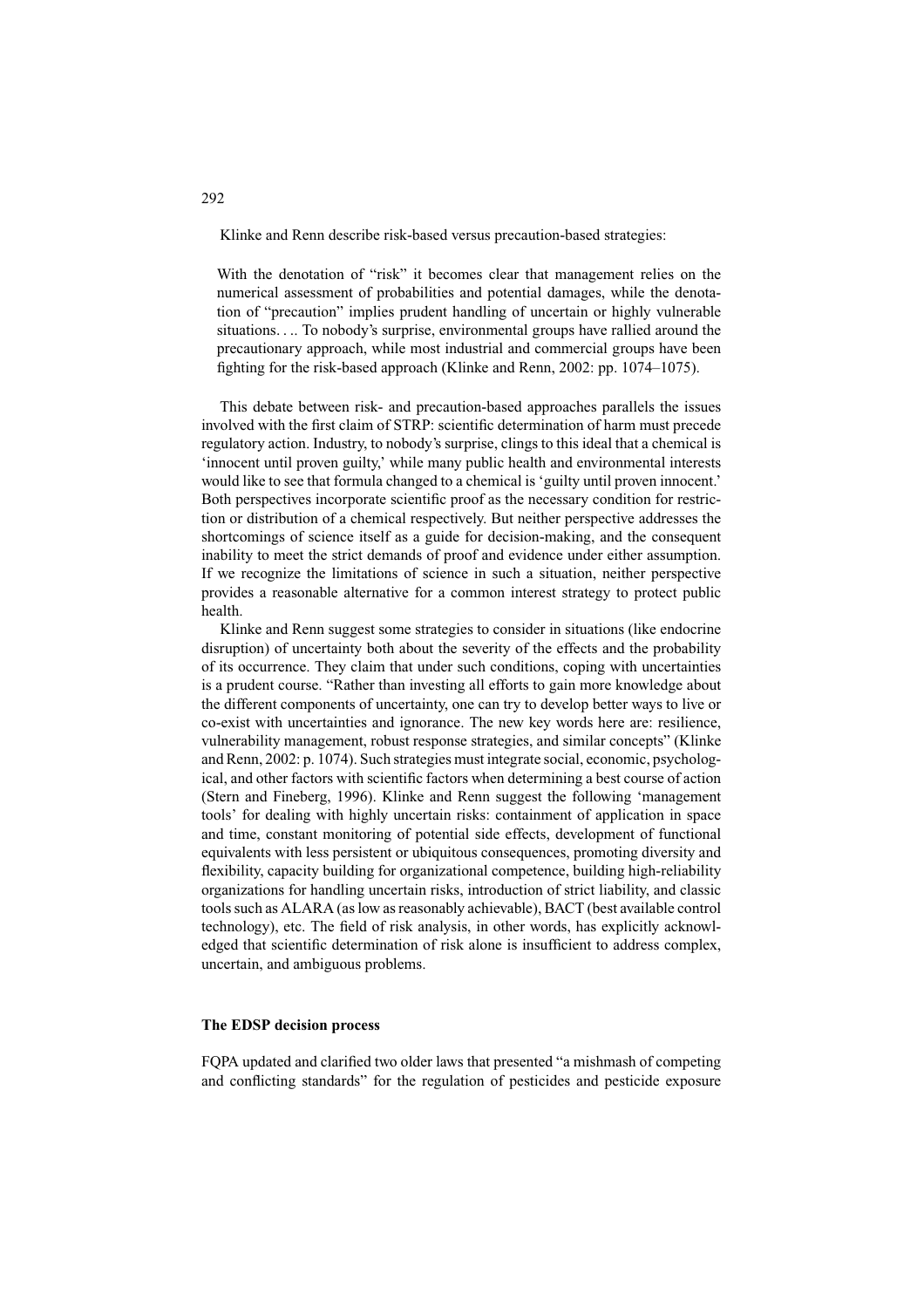Klinke and Renn describe risk-based versus precaution-based strategies:

> With the denotation of "risk" it becomes clear that management relies on the numerical assessment of probabilities and potential damages, while the denotation of "precaution" implies prudent handling of uncertain or highly vulnerable situations. . .. To nobody's surprise, environmental groups have rallied around the precautionary approach, while most industrial and commercial groups have been fighting for the risk-based approach (Klinke and Renn, 2002: pp. 1074–1075).

This debate between risk- and precaution-based approaches parallels the issues involved with the first claim of STRP: scientific determination of harm must precede regulatory action. Industry, to nobody's surprise, clings to this ideal that a chemical is 'innocent until proven guilty,' while many public health and environmental interests would like to see that formula changed to a chemical is 'guilty until proven innocent.' Both perspectives incorporate scientific proof as the necessary condition for restriction or distribution of a chemical respectively. But neither perspective addresses the shortcomings of science itself as a guide for decision-making, and the consequent inability to meet the strict demands of proof and evidence under either assumption. If we recognize the limitations of science in such a situation, neither perspective provides a reasonable alternative for a common interest strategy to protect public health.

Klinke and Renn suggest some strategies to consider in situations (like endocrine disruption) of uncertainty both about the severity of the effects and the probability of its occurrence. They claim that under such conditions, coping with uncertainties is a prudent course. "Rather than investing all efforts to gain more knowledge about the different components of uncertainty, one can try to develop better ways to live or co-exist with uncertainties and ignorance. The new key words here are: resilience, vulnerability management, robust response strategies, and similar concepts" (Klinke and Renn, 2002: p. 1074). Such strategies must integrate social, economic, psychological, and other factors with scientific factors when determining a best course of action (Stern and Fineberg, 1996). Klinke and Renn suggest the following 'management tools' for dealing with highly uncertain risks: containment of application in space and time, constant monitoring of potential side effects, development of functional equivalents with less persistent or ubiquitous consequences, promoting diversity and flexibility, capacity building for organizational competence, building high-reliability organizations for handling uncertain risks, introduction of strict liability, and classic tools such as ALARA (as low as reasonably achievable), BACT (best available control technology), etc. The field of risk analysis, in other words, has explicitly acknowledged that scientific determination of risk alone is insufficient to address complex, uncertain, and ambiguous problems.

### The EDSP decision process

FQPA updated and clarified two older laws that presented "a mishmash of competing and conflicting standards" for the regulation of pesticides and pesticide exposure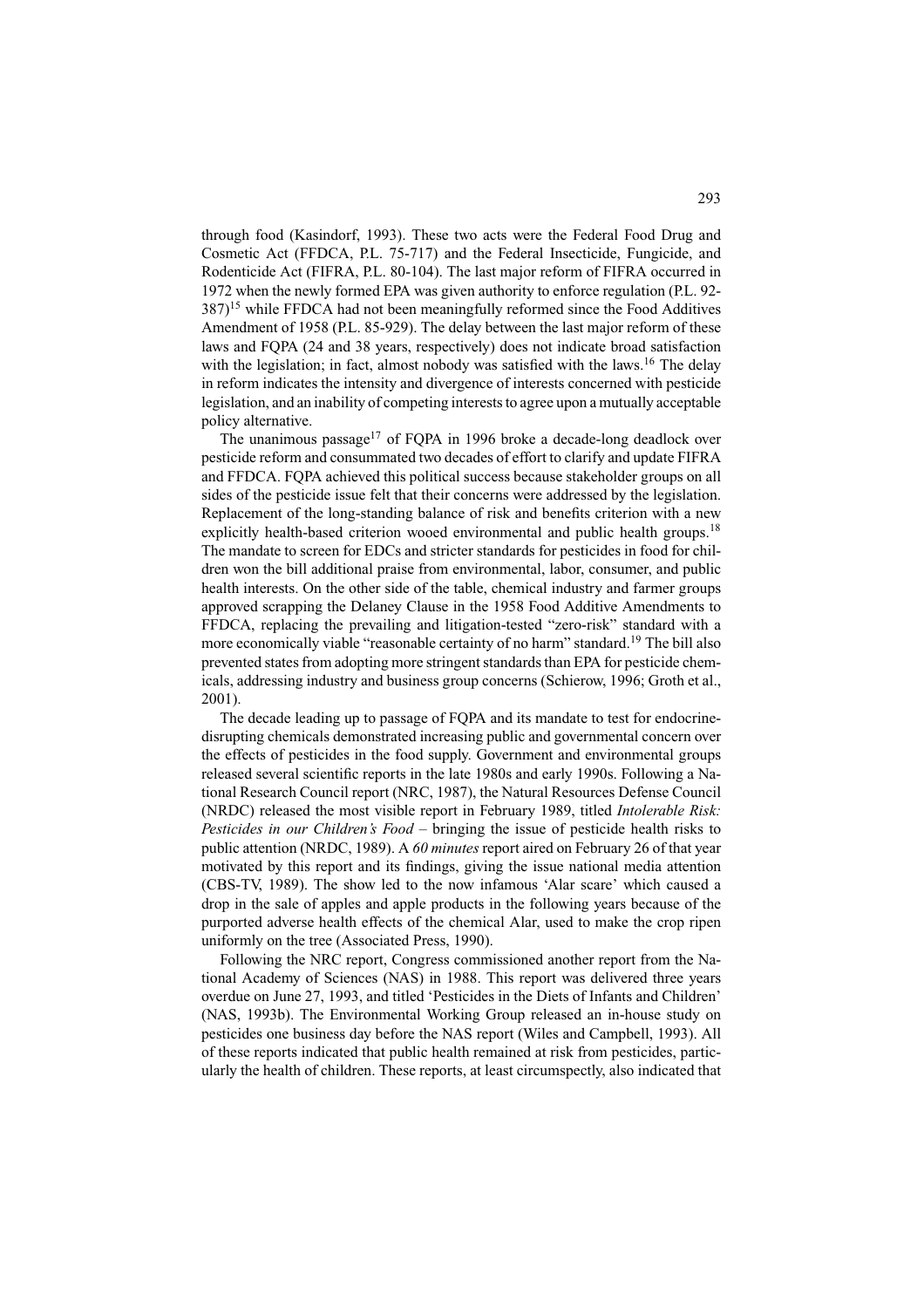through food (Kasindorf, 1993). These two acts were the Federal Food Drug and Cosmetic Act (FFDCA, P.L. 75-717) and the Federal Insecticide, Fungicide, and Rodenticide Act (FIFRA, P.L. 80-104). The last major reform of FIFRA occurred in 1972 when the newly formed EPA was given authority to enforce regulation (P.L. 92-387)[15] while FFDCA had not been meaningfully reformed since the Food Additives Amendment of 1958 (P.L. 85-929). The delay between the last major reform of these laws and FQPA (24 and 38 years, respectively) does not indicate broad satisfaction with the legislation; in fact, almost nobody was satisfied with the laws.[16] The delay in reform indicates the intensity and divergence of interests concerned with pesticide legislation, and an inability of competing interests to agree upon a mutually acceptable policy alternative.

The unanimous passage[17] of FQPA in 1996 broke a decade-long deadlock over pesticide reform and consummated two decades of effort to clarify and update FIFRA and FFDCA. FQPA achieved this political success because stakeholder groups on all sides of the pesticide issue felt that their concerns were addressed by the legislation. Replacement of the long-standing balance of risk and benefits criterion with a new explicitly health-based criterion wooed environmental and public health groups.[18] The mandate to screen for EDCs and stricter standards for pesticides in food for children won the bill additional praise from environmental, labor, consumer, and public health interests. On the other side of the table, chemical industry and farmer groups approved scrapping the Delaney Clause in the 1958 Food Additive Amendments to FFDCA, replacing the prevailing and litigation-tested "zero-risk" standard with a more economically viable "reasonable certainty of no harm" standard.[19] The bill also prevented states from adopting more stringent standards than EPA for pesticide chemicals, addressing industry and business group concerns (Schierow, 1996; Groth et al., 2001).

The decade leading up to passage of FQPA and its mandate to test for endocrine-disrupting chemicals demonstrated increasing public and governmental concern over the effects of pesticides in the food supply. Government and environmental groups released several scientific reports in the late 1980s and early 1990s. Following a National Research Council report (NRC, 1987), the Natural Resources Defense Council (NRDC) released the most visible report in February 1989, titled *Intolerable Risk: Pesticides in our Children's Food* – bringing the issue of pesticide health risks to public attention (NRDC, 1989). A *60 minutes* report aired on February 26 of that year motivated by this report and its findings, giving the issue national media attention (CBS-TV, 1989). The show led to the now infamous 'Alar scare' which caused a drop in the sale of apples and apple products in the following years because of the purported adverse health effects of the chemical Alar, used to make the crop ripen uniformly on the tree (Associated Press, 1990).

Following the NRC report, Congress commissioned another report from the National Academy of Sciences (NAS) in 1988. This report was delivered three years overdue on June 27, 1993, and titled 'Pesticides in the Diets of Infants and Children' (NAS, 1993b). The Environmental Working Group released an in-house study on pesticides one business day before the NAS report (Wiles and Campbell, 1993). All of these reports indicated that public health remained at risk from pesticides, particularly the health of children. These reports, at least circumspectly, also indicated that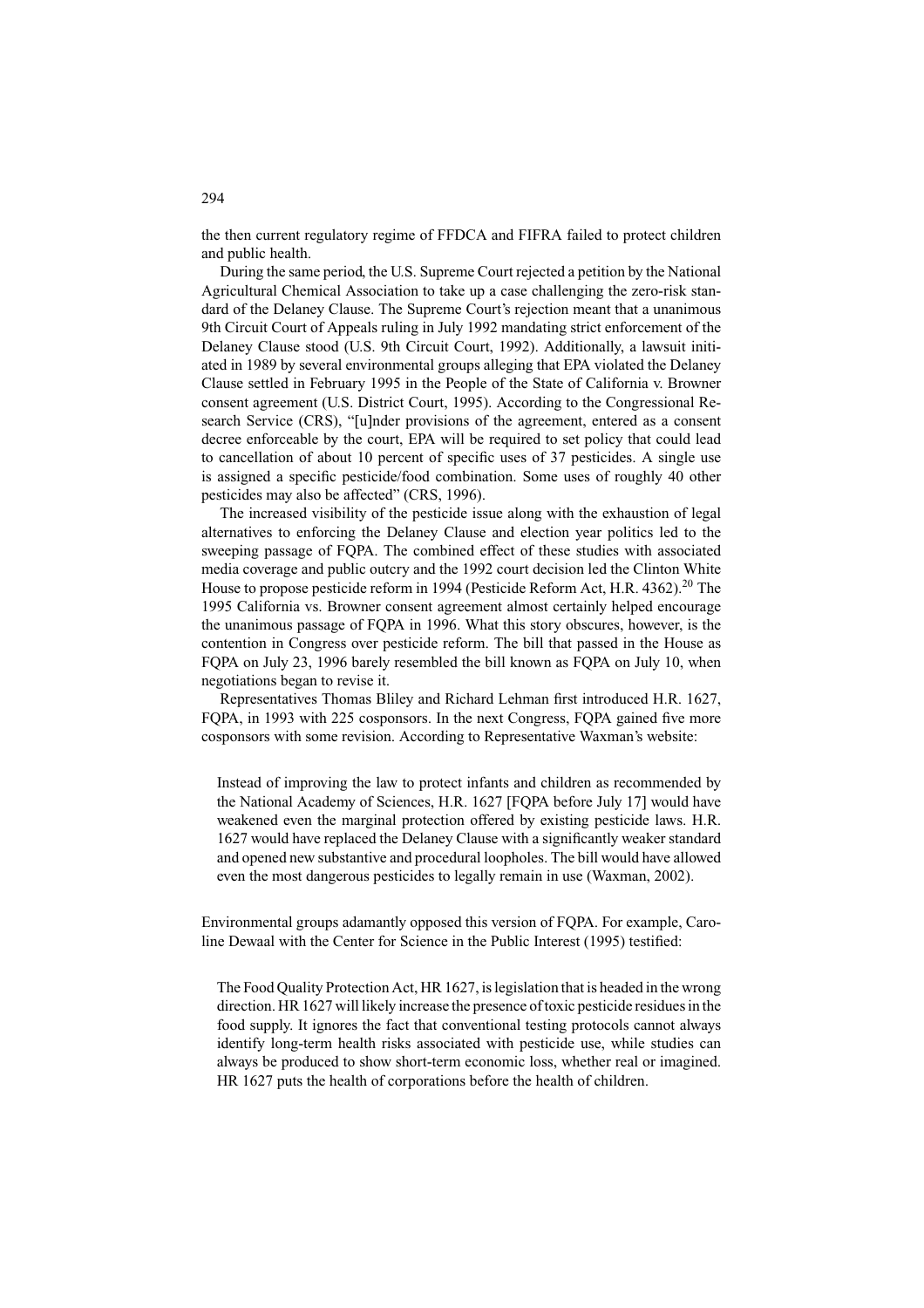the then current regulatory regime of FFDCA and FIFRA failed to protect children and public health.

During the same period, the U.S. Supreme Court rejected a petition by the National Agricultural Chemical Association to take up a case challenging the zero-risk standard of the Delaney Clause. The Supreme Court's rejection meant that a unanimous 9th Circuit Court of Appeals ruling in July 1992 mandating strict enforcement of the Delaney Clause stood (U.S. 9th Circuit Court, 1992). Additionally, a lawsuit initiated in 1989 by several environmental groups alleging that EPA violated the Delaney Clause settled in February 1995 in the People of the State of California v. Browner consent agreement (U.S. District Court, 1995). According to the Congressional Research Service (CRS), "[u]nder provisions of the agreement, entered as a consent decree enforceable by the court, EPA will be required to set policy that could lead to cancellation of about 10 percent of specific uses of 37 pesticides. A single use is assigned a specific pesticide/food combination. Some uses of roughly 40 other pesticides may also be affected" (CRS, 1996).

The increased visibility of the pesticide issue along with the exhaustion of legal alternatives to enforcing the Delaney Clause and election year politics led to the sweeping passage of FQPA. The combined effect of these studies with associated media coverage and public outcry and the 1992 court decision led the Clinton White House to propose pesticide reform in 1994 (Pesticide Reform Act, H.R. 4362).[20] The 1995 California vs. Browner consent agreement almost certainly helped encourage the unanimous passage of FQPA in 1996. What this story obscures, however, is the contention in Congress over pesticide reform. The bill that passed in the House as FQPA on July 23, 1996 barely resembled the bill known as FQPA on July 10, when negotiations began to revise it.

Representatives Thomas Bliley and Richard Lehman first introduced H.R. 1627, FQPA, in 1993 with 225 cosponsors. In the next Congress, FQPA gained five more cosponsors with some revision. According to Representative Waxman's website:

> Instead of improving the law to protect infants and children as recommended by the National Academy of Sciences, H.R. 1627 [FQPA before July 17] would have weakened even the marginal protection offered by existing pesticide laws. H.R. 1627 would have replaced the Delaney Clause with a significantly weaker standard and opened new substantive and procedural loopholes. The bill would have allowed even the most dangerous pesticides to legally remain in use (Waxman, 2002).

Environmental groups adamantly opposed this version of FQPA. For example, Caroline Dewaal with the Center for Science in the Public Interest (1995) testified:

> The Food Quality Protection Act, HR 1627, is legislation that is headed in the wrong direction. HR 1627 will likely increase the presence of toxic pesticide residues in the food supply. It ignores the fact that conventional testing protocols cannot always identify long-term health risks associated with pesticide use, while studies can always be produced to show short-term economic loss, whether real or imagined. HR 1627 puts the health of corporations before the health of children.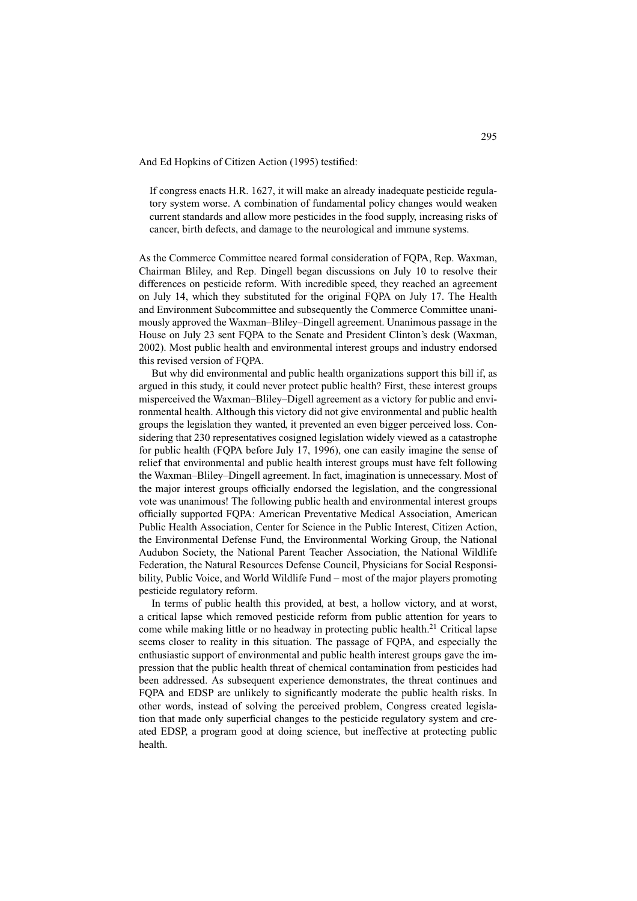And Ed Hopkins of Citizen Action (1995) testified:

> If congress enacts H.R. 1627, it will make an already inadequate pesticide regulatory system worse. A combination of fundamental policy changes would weaken current standards and allow more pesticides in the food supply, increasing risks of cancer, birth defects, and damage to the neurological and immune systems.

As the Commerce Committee neared formal consideration of FQPA, Rep. Waxman, Chairman Bliley, and Rep. Dingell began discussions on July 10 to resolve their differences on pesticide reform. With incredible speed, they reached an agreement on July 14, which they substituted for the original FQPA on July 17. The Health and Environment Subcommittee and subsequently the Commerce Committee unanimously approved the Waxman–Bliley–Dingell agreement. Unanimous passage in the House on July 23 sent FQPA to the Senate and President Clinton's desk (Waxman, 2002). Most public health and environmental interest groups and industry endorsed this revised version of FQPA.

But why did environmental and public health organizations support this bill if, as argued in this study, it could never protect public health? First, these interest groups misperceived the Waxman–Bliley–Digell agreement as a victory for public and environmental health. Although this victory did not give environmental and public health groups the legislation they wanted, it prevented an even bigger perceived loss. Considering that 230 representatives cosigned legislation widely viewed as a catastrophe for public health (FQPA before July 17, 1996), one can easily imagine the sense of relief that environmental and public health interest groups must have felt following the Waxman–Bliley–Dingell agreement. In fact, imagination is unnecessary. Most of the major interest groups officially endorsed the legislation, and the congressional vote was unanimous! The following public health and environmental interest groups officially supported FQPA: American Preventative Medical Association, American Public Health Association, Center for Science in the Public Interest, Citizen Action, the Environmental Defense Fund, the Environmental Working Group, the National Audubon Society, the National Parent Teacher Association, the National Wildlife Federation, the Natural Resources Defense Council, Physicians for Social Responsibility, Public Voice, and World Wildlife Fund – most of the major players promoting pesticide regulatory reform.

In terms of public health this provided, at best, a hollow victory, and at worst, a critical lapse which removed pesticide reform from public attention for years to come while making little or no headway in protecting public health.[21] Critical lapse seems closer to reality in this situation. The passage of FQPA, and especially the enthusiastic support of environmental and public health interest groups gave the impression that the public health threat of chemical contamination from pesticides had been addressed. As subsequent experience demonstrates, the threat continues and FQPA and EDSP are unlikely to significantly moderate the public health risks. In other words, instead of solving the perceived problem, Congress created legislation that made only superficial changes to the pesticide regulatory system and created EDSP, a program good at doing science, but ineffective at protecting public health.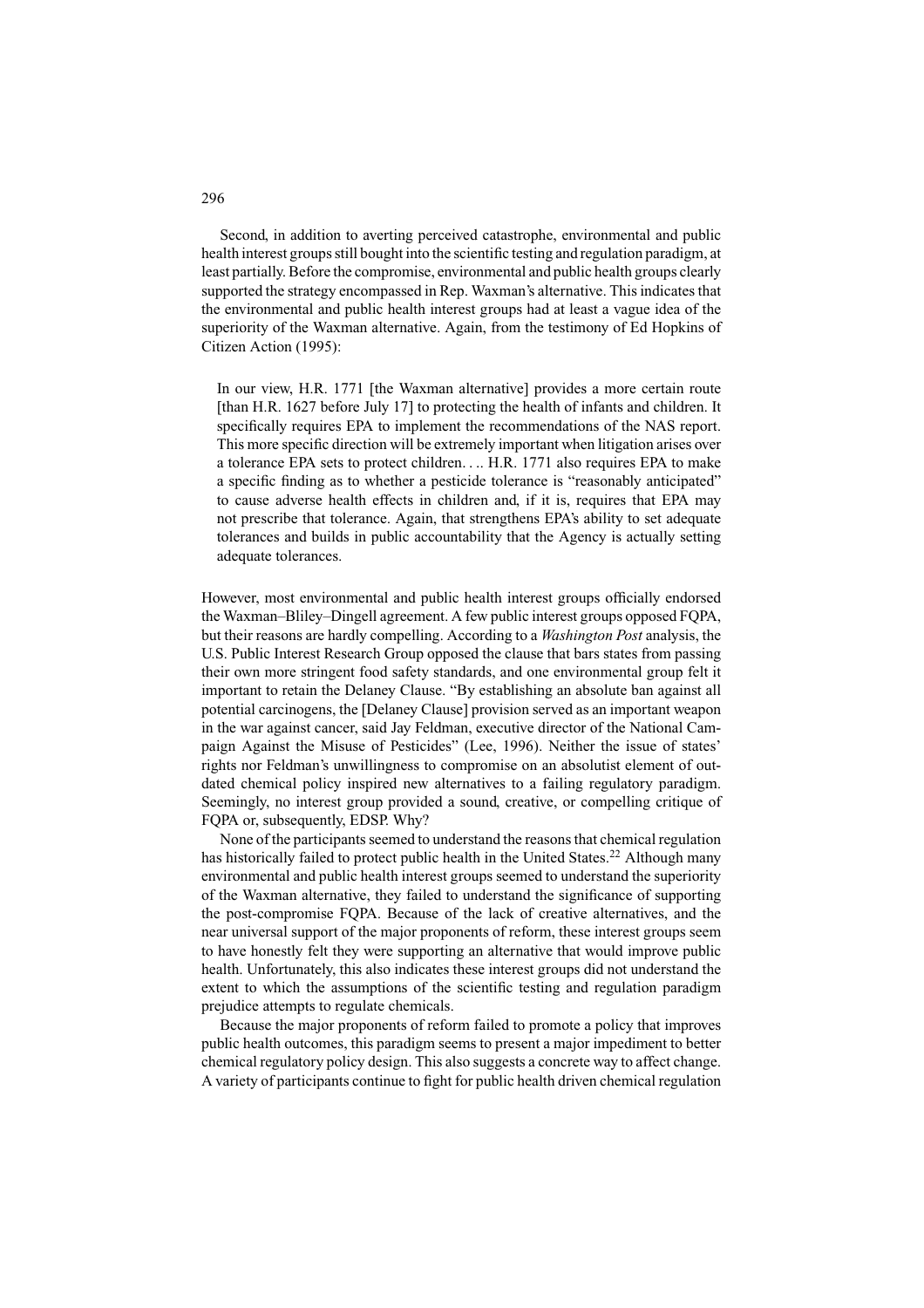Second, in addition to averting perceived catastrophe, environmental and public health interest groups still bought into the scientific testing and regulation paradigm, at least partially. Before the compromise, environmental and public health groups clearly supported the strategy encompassed in Rep. Waxman's alternative. This indicates that the environmental and public health interest groups had at least a vague idea of the superiority of the Waxman alternative. Again, from the testimony of Ed Hopkins of Citizen Action (1995):

> In our view, H.R. 1771 [the Waxman alternative] provides a more certain route [than H.R. 1627 before July 17] to protecting the health of infants and children. It specifically requires EPA to implement the recommendations of the NAS report. This more specific direction will be extremely important when litigation arises over a tolerance EPA sets to protect children. . .. H.R. 1771 also requires EPA to make a specific finding as to whether a pesticide tolerance is "reasonably anticipated" to cause adverse health effects in children and, if it is, requires that EPA may not prescribe that tolerance. Again, that strengthens EPA's ability to set adequate tolerances and builds in public accountability that the Agency is actually setting adequate tolerances.

However, most environmental and public health interest groups officially endorsed the Waxman–Bliley–Dingell agreement. A few public interest groups opposed FQPA, but their reasons are hardly compelling. According to a *Washington Post* analysis, the U.S. Public Interest Research Group opposed the clause that bars states from passing their own more stringent food safety standards, and one environmental group felt it important to retain the Delaney Clause. "By establishing an absolute ban against all potential carcinogens, the [Delaney Clause] provision served as an important weapon in the war against cancer, said Jay Feldman, executive director of the National Campaign Against the Misuse of Pesticides" (Lee, 1996). Neither the issue of states' rights nor Feldman's unwillingness to compromise on an absolutist element of outdated chemical policy inspired new alternatives to a failing regulatory paradigm. Seemingly, no interest group provided a sound, creative, or compelling critique of FQPA or, subsequently, EDSP. Why?

None of the participants seemed to understand the reasons that chemical regulation has historically failed to protect public health in the United States.[22] Although many environmental and public health interest groups seemed to understand the superiority of the Waxman alternative, they failed to understand the significance of supporting the post-compromise FQPA. Because of the lack of creative alternatives, and the near universal support of the major proponents of reform, these interest groups seem to have honestly felt they were supporting an alternative that would improve public health. Unfortunately, this also indicates these interest groups did not understand the extent to which the assumptions of the scientific testing and regulation paradigm prejudice attempts to regulate chemicals.

Because the major proponents of reform failed to promote a policy that improves public health outcomes, this paradigm seems to present a major impediment to better chemical regulatory policy design. This also suggests a concrete way to affect change. A variety of participants continue to fight for public health driven chemical regulation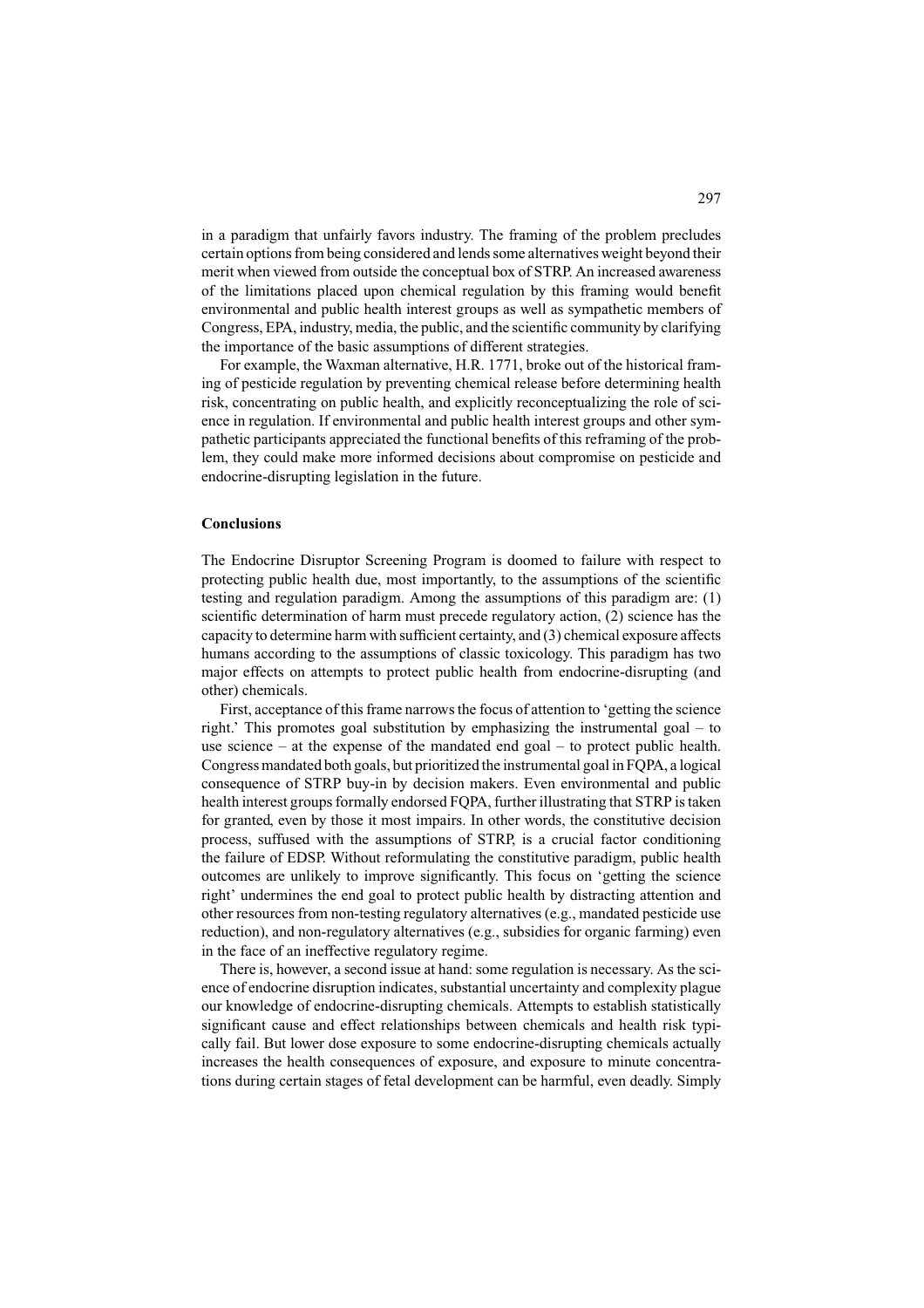in a paradigm that unfairly favors industry. The framing of the problem precludes certain options from being considered and lends some alternatives weight beyond their merit when viewed from outside the conceptual box of STRP. An increased awareness of the limitations placed upon chemical regulation by this framing would benefit environmental and public health interest groups as well as sympathetic members of Congress, EPA, industry, media, the public, and the scientific community by clarifying the importance of the basic assumptions of different strategies.

For example, the Waxman alternative, H.R. 1771, broke out of the historical framing of pesticide regulation by preventing chemical release before determining health risk, concentrating on public health, and explicitly reconceptualizing the role of science in regulation. If environmental and public health interest groups and other sympathetic participants appreciated the functional benefits of this reframing of the problem, they could make more informed decisions about compromise on pesticide and endocrine-disrupting legislation in the future.

## Conclusions

The Endocrine Disruptor Screening Program is doomed to failure with respect to protecting public health due, most importantly, to the assumptions of the scientific testing and regulation paradigm. Among the assumptions of this paradigm are: (1) scientific determination of harm must precede regulatory action, (2) science has the capacity to determine harm with sufficient certainty, and (3) chemical exposure affects humans according to the assumptions of classic toxicology. This paradigm has two major effects on attempts to protect public health from endocrine-disrupting (and other) chemicals.

First, acceptance of this frame narrows the focus of attention to 'getting the science right.' This promotes goal substitution by emphasizing the instrumental goal – to use science – at the expense of the mandated end goal – to protect public health. Congress mandated both goals, but prioritized the instrumental goal in FQPA, a logical consequence of STRP buy-in by decision makers. Even environmental and public health interest groups formally endorsed FQPA, further illustrating that STRP is taken for granted, even by those it most impairs. In other words, the constitutive decision process, suffused with the assumptions of STRP, is a crucial factor conditioning the failure of EDSP. Without reformulating the constitutive paradigm, public health outcomes are unlikely to improve significantly. This focus on 'getting the science right' undermines the end goal to protect public health by distracting attention and other resources from non-testing regulatory alternatives (e.g., mandated pesticide use reduction), and non-regulatory alternatives (e.g., subsidies for organic farming) even in the face of an ineffective regulatory regime.

There is, however, a second issue at hand: some regulation is necessary. As the science of endocrine disruption indicates, substantial uncertainty and complexity plague our knowledge of endocrine-disrupting chemicals. Attempts to establish statistically significant cause and effect relationships between chemicals and health risk typically fail. But lower dose exposure to some endocrine-disrupting chemicals actually increases the health consequences of exposure, and exposure to minute concentrations during certain stages of fetal development can be harmful, even deadly. Simply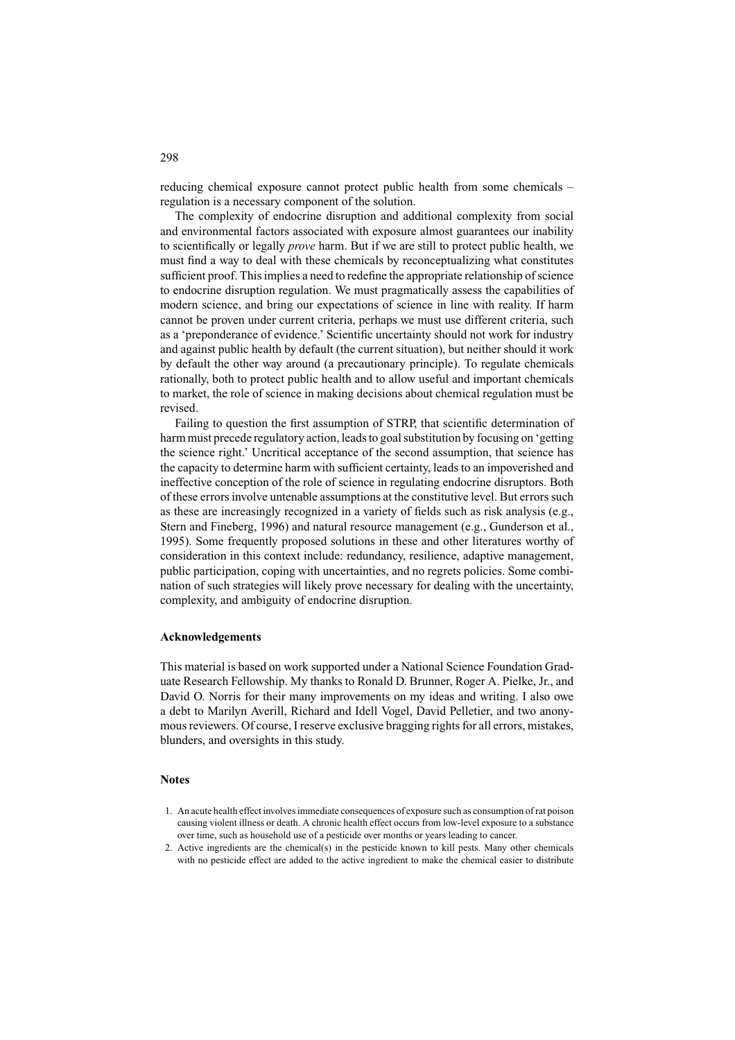reducing chemical exposure cannot protect public health from some chemicals – regulation is a necessary component of the solution.

The complexity of endocrine disruption and additional complexity from social and environmental factors associated with exposure almost guarantees our inability to scientifically or legally *prove* harm. But if we are still to protect public health, we must find a way to deal with these chemicals by reconceptualizing what constitutes sufficient proof. This implies a need to redefine the appropriate relationship of science to endocrine disruption regulation. We must pragmatically assess the capabilities of modern science, and bring our expectations of science in line with reality. If harm cannot be proven under current criteria, perhaps we must use different criteria, such as a 'preponderance of evidence.' Scientific uncertainty should not work for industry and against public health by default (the current situation), but neither should it work by default the other way around (a precautionary principle). To regulate chemicals rationally, both to protect public health and to allow useful and important chemicals to market, the role of science in making decisions about chemical regulation must be revised.

Failing to question the first assumption of STRP, that scientific determination of harm must precede regulatory action, leads to goal substitution by focusing on 'getting the science right.' Uncritical acceptance of the second assumption, that science has the capacity to determine harm with sufficient certainty, leads to an impoverished and ineffective conception of the role of science in regulating endocrine disruptors. Both of these errors involve untenable assumptions at the constitutive level. But errors such as these are increasingly recognized in a variety of fields such as risk analysis (e.g., Stern and Fineberg, 1996) and natural resource management (e.g., Gunderson et al., 1995). Some frequently proposed solutions in these and other literatures worthy of consideration in this context include: redundancy, resilience, adaptive management, public participation, coping with uncertainties, and no regrets policies. Some combination of such strategies will likely prove necessary for dealing with the uncertainty, complexity, and ambiguity of endocrine disruption.

## Acknowledgements

This material is based on work supported under a National Science Foundation Graduate Research Fellowship. My thanks to Ronald D. Brunner, Roger A. Pielke, Jr., and David O. Norris for their many improvements on my ideas and writing. I also owe a debt to Marilyn Averill, Richard and Idell Vogel, David Pelletier, and two anonymous reviewers. Of course, I reserve exclusive bragging rights for all errors, mistakes, blunders, and oversights in this study.

## Notes

1. An acute health effect involves immediate consequences of exposure such as consumption of rat poison causing violent illness or death. A chronic health effect occurs from low-level exposure to a substance over time, such as household use of a pesticide over months or years leading to cancer.
2. Active ingredients are the chemical(s) in the pesticide known to kill pests. Many other chemicals with no pesticide effect are added to the active ingredient to make the chemical easier to distribute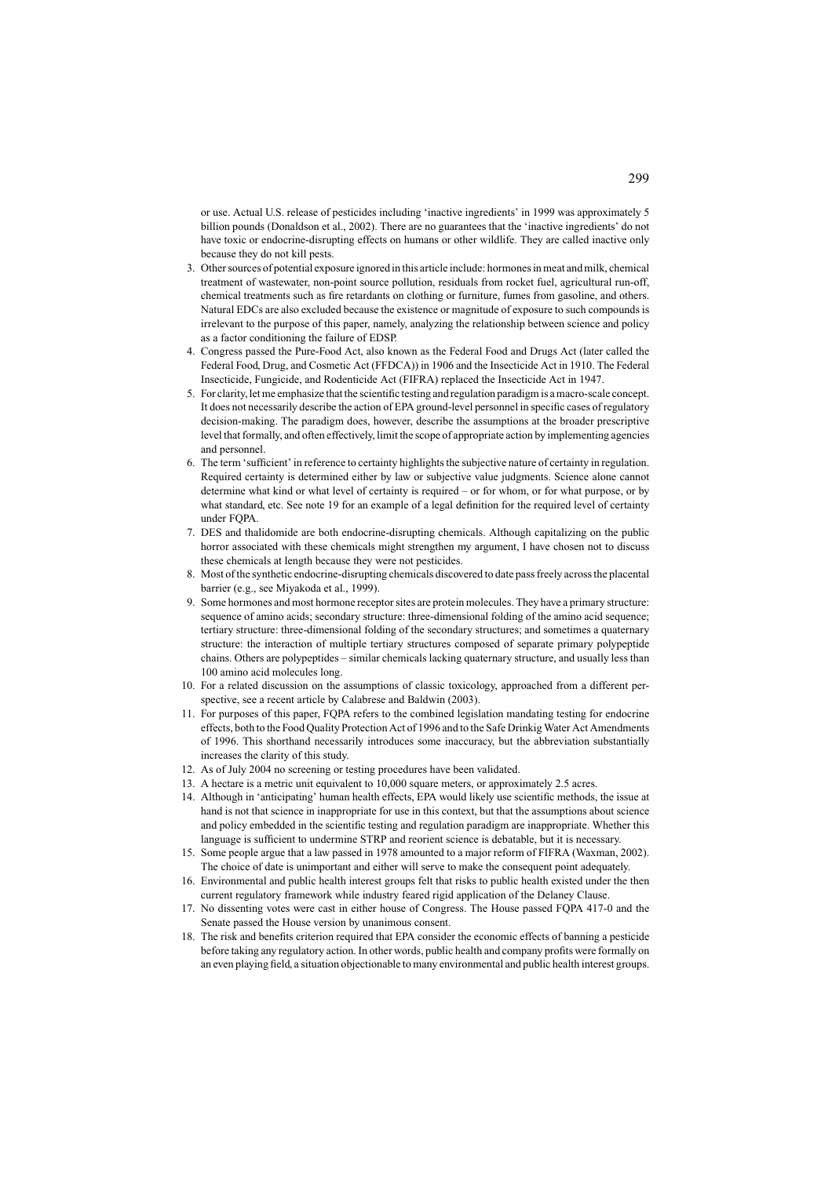or use. Actual U.S. release of pesticides including 'inactive ingredients' in 1999 was approximately 5 billion pounds (Donaldson et al., 2002). There are no guarantees that the 'inactive ingredients' do not have toxic or endocrine-disrupting effects on humans or other wildlife. They are called inactive only because they do not kill pests.

3. Other sources of potential exposure ignored in this article include: hormones in meat and milk, chemical treatment of wastewater, non-point source pollution, residuals from rocket fuel, agricultural run-off, chemical treatments such as fire retardants on clothing or furniture, fumes from gasoline, and others. Natural EDCs are also excluded because the existence or magnitude of exposure to such compounds is irrelevant to the purpose of this paper, namely, analyzing the relationship between science and policy as a factor conditioning the failure of EDSP.
4. Congress passed the Pure-Food Act, also known as the Federal Food and Drugs Act (later called the Federal Food, Drug, and Cosmetic Act (FFDCA)) in 1906 and the Insecticide Act in 1910. The Federal Insecticide, Fungicide, and Rodenticide Act (FIFRA) replaced the Insecticide Act in 1947.
5. For clarity, let me emphasize that the scientific testing and regulation paradigm is a macro-scale concept. It does not necessarily describe the action of EPA ground-level personnel in specific cases of regulatory decision-making. The paradigm does, however, describe the assumptions at the broader prescriptive level that formally, and often effectively, limit the scope of appropriate action by implementing agencies and personnel.
6. The term 'sufficient' in reference to certainty highlights the subjective nature of certainty in regulation. Required certainty is determined either by law or subjective value judgments. Science alone cannot determine what kind or what level of certainty is required – or for whom, or for what purpose, or by what standard, etc. See note 19 for an example of a legal definition for the required level of certainty under FQPA.
7. DES and thalidomide are both endocrine-disrupting chemicals. Although capitalizing on the public horror associated with these chemicals might strengthen my argument, I have chosen not to discuss these chemicals at length because they were not pesticides.
8. Most of the synthetic endocrine-disrupting chemicals discovered to date pass freely across the placental barrier (e.g., see Miyakoda et al., 1999).
9. Some hormones and most hormone receptor sites are protein molecules. They have a primary structure: sequence of amino acids; secondary structure: three-dimensional folding of the amino acid sequence; tertiary structure: three-dimensional folding of the secondary structures; and sometimes a quaternary structure: the interaction of multiple tertiary structures composed of separate primary polypeptide chains. Others are polypeptides – similar chemicals lacking quaternary structure, and usually less than 100 amino acid molecules long.
10. For a related discussion on the assumptions of classic toxicology, approached from a different perspective, see a recent article by Calabrese and Baldwin (2003).
11. For purposes of this paper, FQPA refers to the combined legislation mandating testing for endocrine effects, both to the Food Quality Protection Act of 1996 and to the Safe Drinkig Water Act Amendments of 1996. This shorthand necessarily introduces some inaccuracy, but the abbreviation substantially increases the clarity of this study.
12. As of July 2004 no screening or testing procedures have been validated.
13. A hectare is a metric unit equivalent to 10,000 square meters, or approximately 2.5 acres.
14. Although in 'anticipating' human health effects, EPA would likely use scientific methods, the issue at hand is not that science in inappropriate for use in this context, but that the assumptions about science and policy embedded in the scientific testing and regulation paradigm are inappropriate. Whether this language is sufficient to undermine STRP and reorient science is debatable, but it is necessary.
15. Some people argue that a law passed in 1978 amounted to a major reform of FIFRA (Waxman, 2002). The choice of date is unimportant and either will serve to make the consequent point adequately.
16. Environmental and public health interest groups felt that risks to public health existed under the then current regulatory framework while industry feared rigid application of the Delaney Clause.
17. No dissenting votes were cast in either house of Congress. The House passed FQPA 417-0 and the Senate passed the House version by unanimous consent.
18. The risk and benefits criterion required that EPA consider the economic effects of banning a pesticide before taking any regulatory action. In other words, public health and company profits were formally on an even playing field, a situation objectionable to many environmental and public health interest groups.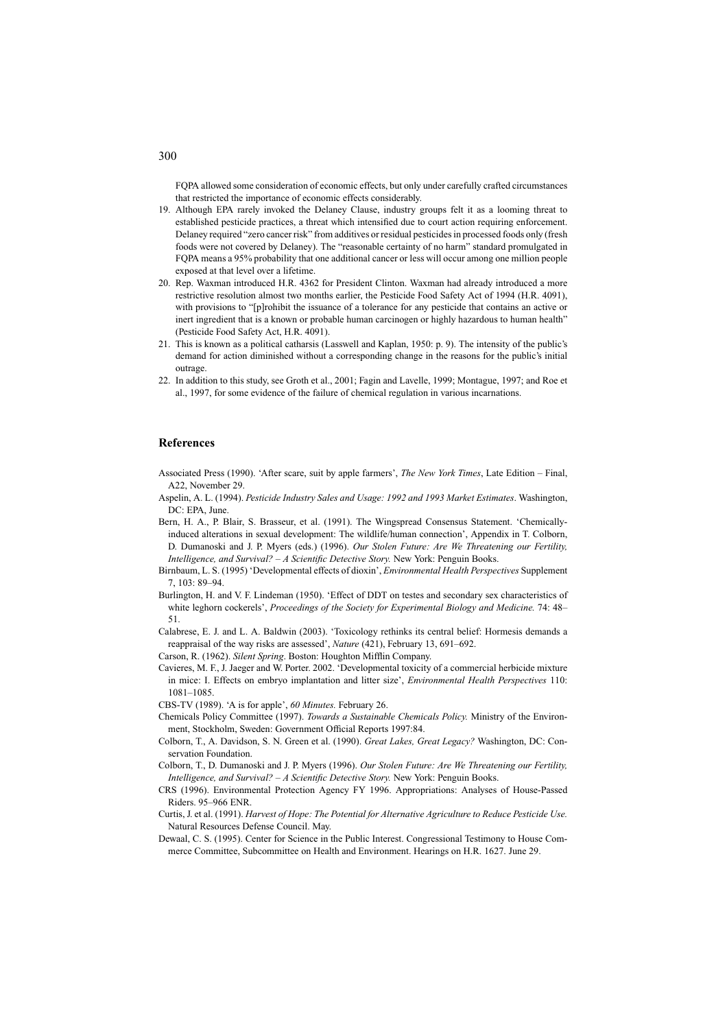FQPA allowed some consideration of economic effects, but only under carefully crafted circumstances that restricted the importance of economic effects considerably.

19. Although EPA rarely invoked the Delaney Clause, industry groups felt it as a looming threat to established pesticide practices, a threat which intensified due to court action requiring enforcement. Delaney required "zero cancer risk" from additives or residual pesticides in processed foods only (fresh foods were not covered by Delaney). The "reasonable certainty of no harm" standard promulgated in FQPA means a 95% probability that one additional cancer or less will occur among one million people exposed at that level over a lifetime.
20. Rep. Waxman introduced H.R. 4362 for President Clinton. Waxman had already introduced a more restrictive resolution almost two months earlier, the Pesticide Food Safety Act of 1994 (H.R. 4091), with provisions to "[p]rohibit the issuance of a tolerance for any pesticide that contains an active or inert ingredient that is a known or probable human carcinogen or highly hazardous to human health" (Pesticide Food Safety Act, H.R. 4091).
21. This is known as a political catharsis (Lasswell and Kaplan, 1950: p. 9). The intensity of the public's demand for action diminished without a corresponding change in the reasons for the public's initial outrage.
22. In addition to this study, see Groth et al., 2001; Fagin and Lavelle, 1999; Montague, 1997; and Roe et al., 1997, for some evidence of the failure of chemical regulation in various incarnations.

## References

Associated Press (1990). 'After scare, suit by apple farmers', *The New York Times*, Late Edition – Final, A22, November 29.

Aspelin, A. L. (1994). *Pesticide Industry Sales and Usage: 1992 and 1993 Market Estimates*. Washington, DC: EPA, June.

Bern, H. A., P. Blair, S. Brasseur, et al. (1991). The Wingspread Consensus Statement. 'Chemically-induced alterations in sexual development: The wildlife/human connection', Appendix in T. Colborn, D. Dumanoski and J. P. Myers (eds.) (1996). *Our Stolen Future: Are We Threatening our Fertility, Intelligence, and Survival? – A Scientific Detective Story.* New York: Penguin Books.

Birnbaum, L. S. (1995) 'Developmental effects of dioxin', *Environmental Health Perspectives* Supplement 7, 103: 89–94.

Burlington, H. and V. F. Lindeman (1950). 'Effect of DDT on testes and secondary sex characteristics of white leghorn cockerels', *Proceedings of the Society for Experimental Biology and Medicine.* 74: 48–51.

Calabrese, E. J. and L. A. Baldwin (2003). 'Toxicology rethinks its central belief: Hormesis demands a reappraisal of the way risks are assessed', *Nature* (421), February 13, 691–692.

Carson, R. (1962). *Silent Spring*. Boston: Houghton Mifflin Company.

Cavieres, M. F., J. Jaeger and W. Porter. 2002. 'Developmental toxicity of a commercial herbicide mixture in mice: I. Effects on embryo implantation and litter size', *Environmental Health Perspectives* 110: 1081–1085.

CBS-TV (1989). 'A is for apple', *60 Minutes.* February 26.

Chemicals Policy Committee (1997). *Towards a Sustainable Chemicals Policy.* Ministry of the Environment, Stockholm, Sweden: Government Official Reports 1997:84.

Colborn, T., A. Davidson, S. N. Green et al. (1990). *Great Lakes, Great Legacy?* Washington, DC: Conservation Foundation.

Colborn, T., D. Dumanoski and J. P. Myers (1996). *Our Stolen Future: Are We Threatening our Fertility, Intelligence, and Survival? – A Scientific Detective Story.* New York: Penguin Books.

CRS (1996). Environmental Protection Agency FY 1996. Appropriations: Analyses of House-Passed Riders. 95–966 ENR.

Curtis, J. et al. (1991). *Harvest of Hope: The Potential for Alternative Agriculture to Reduce Pesticide Use.* Natural Resources Defense Council. May.

Dewaal, C. S. (1995). Center for Science in the Public Interest. Congressional Testimony to House Commerce Committee, Subcommittee on Health and Environment. Hearings on H.R. 1627. June 29.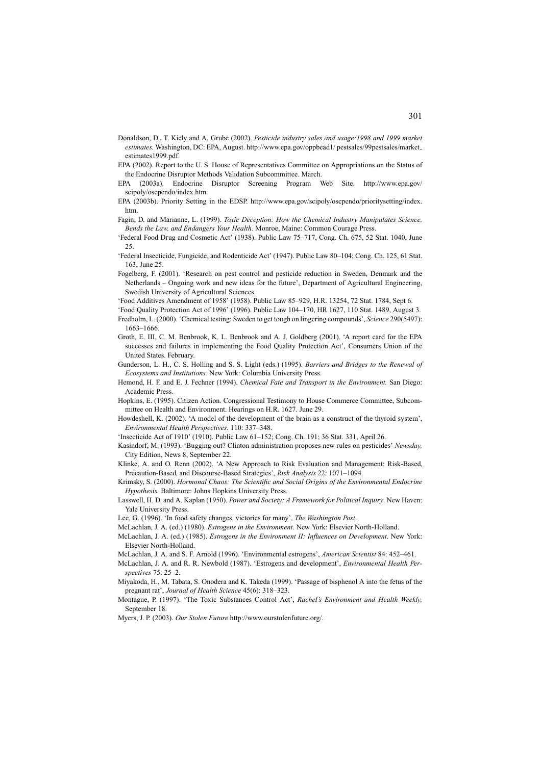Donaldson, D., T. Kiely and A. Grube (2002). *Pesticide industry sales and usage:1998 and 1999 market estimates.* Washington, DC: EPA, August. http://www.epa.gov/oppbead1/ pestsales/99pestsales/market_estimates1999.pdf.

EPA (2002). Report to the U. S. House of Representatives Committee on Appropriations on the Status of the Endocrine Disruptor Methods Validation Subcommittee. March.

EPA (2003a). Endocrine Disruptor Screening Program Web Site. http://www.epa.gov/scipoly/oscpendo/index.htm.

EPA (2003b). Priority Setting in the EDSP. http://www.epa.gov/scipoly/oscpendo/prioritysetting/index.htm.

Fagin, D. and Marianne, L. (1999). *Toxic Deception: How the Chemical Industry Manipulates Science, Bends the Law, and Endangers Your Health.* Monroe, Maine: Common Courage Press.

'Federal Food Drug and Cosmetic Act' (1938). Public Law 75–717, Cong. Ch. 675, 52 Stat. 1040, June 25.

'Federal Insecticide, Fungicide, and Rodenticide Act' (1947). Public Law 80–104; Cong. Ch. 125, 61 Stat. 163, June 25.

Fogelberg, F. (2001). 'Research on pest control and pesticide reduction in Sweden, Denmark and the Netherlands – Ongoing work and new ideas for the future', Department of Agricultural Engineering, Swedish University of Agricultural Sciences.

'Food Additives Amendment of 1958' (1958). Public Law 85–929, H.R. 13254, 72 Stat. 1784, Sept 6.

'Food Quality Protection Act of 1996' (1996). Public Law 104–170, HR 1627, 110 Stat. 1489, August 3.

Fredholm, L. (2000). 'Chemical testing: Sweden to get tough on lingering compounds', *Science* 290(5497): 1663–1666.

Groth, E. III, C. M. Benbrook, K. L. Benbrook and A. J. Goldberg (2001). 'A report card for the EPA successes and failures in implementing the Food Quality Protection Act', Consumers Union of the United States. February.

Gunderson, L. H., C. S. Holling and S. S. Light (eds.) (1995). *Barriers and Bridges to the Renewal of Ecosystems and Institutions.* New York: Columbia University Press.

Hemond, H. F. and E. J. Fechner (1994). *Chemical Fate and Transport in the Environment.* San Diego: Academic Press.

Hopkins, E. (1995). Citizen Action. Congressional Testimony to House Commerce Committee, Subcommittee on Health and Environment. Hearings on H.R. 1627. June 29.

Howdeshell, K. (2002). 'A model of the development of the brain as a construct of the thyroid system', *Environmental Health Perspectives.* 110: 337–348.

'Insecticide Act of 1910' (1910). Public Law 61–152; Cong. Ch. 191; 36 Stat. 331, April 26.

Kasindorf, M. (1993). 'Bugging out? Clinton administration proposes new rules on pesticides' *Newsday,* City Edition, News 8, September 22.

Klinke, A. and O. Renn (2002). 'A New Approach to Risk Evaluation and Management: Risk-Based, Precaution-Based, and Discourse-Based Strategies', *Risk Analysis* 22: 1071–1094.

Krimsky, S. (2000). *Hormonal Chaos: The Scientific and Social Origins of the Environmental Endocrine Hypothesis.* Baltimore: Johns Hopkins University Press.

Lasswell, H. D. and A. Kaplan (1950). *Power and Society: A Framework for Political Inquiry*. New Haven: Yale University Press.

Lee, G. (1996). 'In food safety changes, victories for many', *The Washington Post*.

McLachlan, J. A. (ed.) (1980). *Estrogens in the Environment*. New York: Elsevier North-Holland.

McLachlan, J. A. (ed.) (1985). *Estrogens in the Environment II: Influences on Development*. New York: Elsevier North-Holland.

McLachlan, J. A. and S. F. Arnold (1996). 'Environmental estrogens', *American Scientist* 84: 452–461.

McLachlan, J. A. and R. R. Newbold (1987). 'Estrogens and development', *Environmental Health Perspectives* 75: 25–2.

Miyakoda, H., M. Tabata, S. Onodera and K. Takeda (1999). 'Passage of bisphenol A into the fetus of the pregnant rat', *Journal of Health Science* 45(6): 318–323.

Montague, P. (1997). 'The Toxic Substances Control Act', *Rachel's Environment and Health Weekly,* September 18.

Myers, J. P. (2003). *Our Stolen Future* http://www.ourstolenfuture.org/.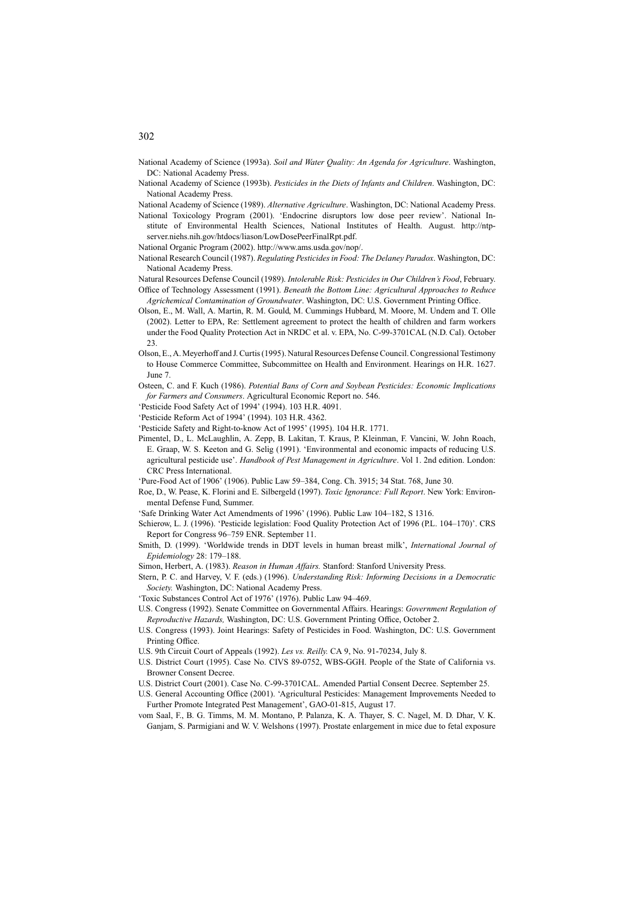National Academy of Science (1993a). *Soil and Water Quality: An Agenda for Agriculture*. Washington, DC: National Academy Press.

National Academy of Science (1993b). *Pesticides in the Diets of Infants and Children*. Washington, DC: National Academy Press.

National Academy of Science (1989). *Alternative Agriculture*. Washington, DC: National Academy Press.

National Toxicology Program (2001). 'Endocrine disruptors low dose peer review'. National Institute of Environmental Health Sciences, National Institutes of Health. August. http://ntp-server.niehs.nih.gov/htdocs/liason/LowDosePeerFinalRpt.pdf.

National Organic Program (2002). http://www.ams.usda.gov/nop/.

National Research Council (1987). *Regulating Pesticides in Food: The Delaney Paradox*. Washington, DC: National Academy Press.

Natural Resources Defense Council (1989). *Intolerable Risk: Pesticides in Our Children's Food*, February.

Office of Technology Assessment (1991). *Beneath the Bottom Line: Agricultural Approaches to Reduce Agrichemical Contamination of Groundwater*. Washington, DC: U.S. Government Printing Office.

Olson, E., M. Wall, A. Martin, R. M. Gould, M. Cummings Hubbard, M. Moore, M. Undem and T. Olle (2002). Letter to EPA, Re: Settlement agreement to protect the health of children and farm workers under the Food Quality Protection Act in NRDC et al. v. EPA, No. C-99-3701CAL (N.D. Cal). October 23.

Olson, E., A. Meyerhoff and J. Curtis (1995). Natural Resources Defense Council. Congressional Testimony to House Commerce Committee, Subcommittee on Health and Environment. Hearings on H.R. 1627. June 7.

Osteen, C. and F. Kuch (1986). *Potential Bans of Corn and Soybean Pesticides: Economic Implications for Farmers and Consumers*. Agricultural Economic Report no. 546.

'Pesticide Food Safety Act of 1994' (1994). 103 H.R. 4091.

'Pesticide Reform Act of 1994' (1994). 103 H.R. 4362.

'Pesticide Safety and Right-to-know Act of 1995' (1995). 104 H.R. 1771.

Pimentel, D., L. McLaughlin, A. Zepp, B. Lakitan, T. Kraus, P. Kleinman, F. Vancini, W. John Roach, E. Graap, W. S. Keeton and G. Selig (1991). 'Environmental and economic impacts of reducing U.S. agricultural pesticide use'. *Handbook of Pest Management in Agriculture*. Vol 1. 2nd edition. London: CRC Press International.

'Pure-Food Act of 1906' (1906). Public Law 59–384, Cong. Ch. 3915; 34 Stat. 768, June 30.

Roe, D., W. Pease, K. Florini and E. Silbergeld (1997). *Toxic Ignorance: Full Report*. New York: Environmental Defense Fund, Summer.

'Safe Drinking Water Act Amendments of 1996' (1996). Public Law 104–182, S 1316.

Schierow, L. J. (1996). 'Pesticide legislation: Food Quality Protection Act of 1996 (P.L. 104–170)'. CRS Report for Congress 96–759 ENR. September 11.

Smith, D. (1999). 'Worldwide trends in DDT levels in human breast milk', *International Journal of Epidemiology* 28: 179–188.

Simon, Herbert, A. (1983). *Reason in Human Affairs.* Stanford: Stanford University Press.

Stern, P. C. and Harvey, V. F. (eds.) (1996). *Understanding Risk: Informing Decisions in a Democratic Society.* Washington, DC: National Academy Press.

'Toxic Substances Control Act of 1976' (1976). Public Law 94–469.

U.S. Congress (1992). Senate Committee on Governmental Affairs. Hearings: *Government Regulation of Reproductive Hazards,* Washington, DC: U.S. Government Printing Office, October 2.

U.S. Congress (1993). Joint Hearings: Safety of Pesticides in Food. Washington, DC: U.S. Government Printing Office.

U.S. 9th Circuit Court of Appeals (1992). *Les vs. Reilly.* CA 9, No. 91-70234, July 8.

U.S. District Court (1995). Case No. CIVS 89-0752, WBS-GGH. People of the State of California vs. Browner Consent Decree.

U.S. District Court (2001). Case No. C-99-3701CAL. Amended Partial Consent Decree. September 25.

U.S. General Accounting Office (2001). 'Agricultural Pesticides: Management Improvements Needed to Further Promote Integrated Pest Management', GAO-01-815, August 17.

vom Saal, F., B. G. Timms, M. M. Montano, P. Palanza, K. A. Thayer, S. C. Nagel, M. D. Dhar, V. K. Ganjam, S. Parmigiani and W. V. Welshons (1997). Prostate enlargement in mice due to fetal exposure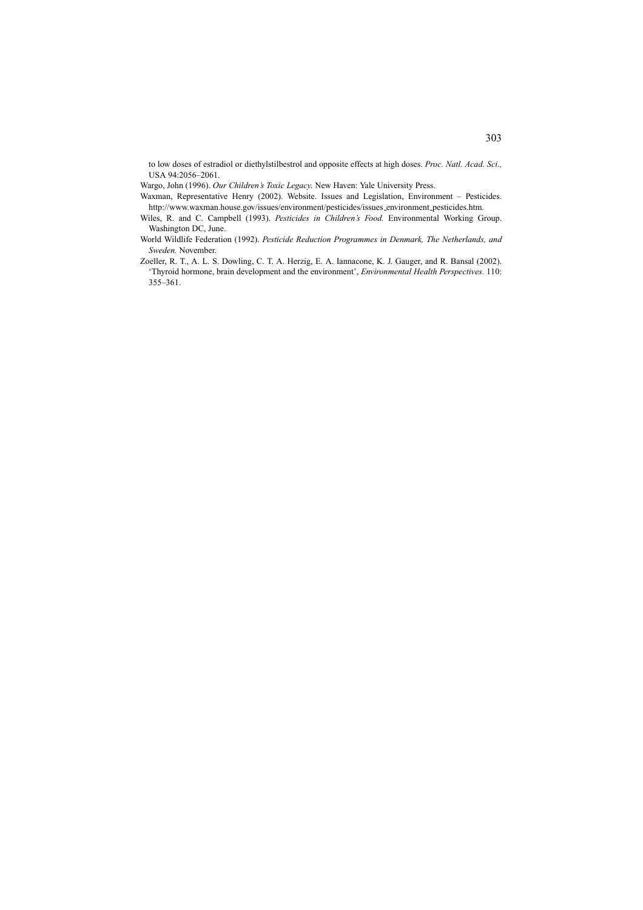to low doses of estradiol or diethylstilbestrol and opposite effects at high doses. *Proc. Natl. Acad. Sci.,* USA 94:2056–2061.

Wargo, John (1996). *Our Children's Toxic Legacy.* New Haven: Yale University Press.

Waxman, Representative Henry (2002). Website. Issues and Legislation, Environment – Pesticides. http://www.waxman.house.gov/issues/environment/pesticides/issues_environment_pesticides.htm.

Wiles, R. and C. Campbell (1993). *Pesticides in Children's Food.* Environmental Working Group. Washington DC, June.

World Wildlife Federation (1992). *Pesticide Reduction Programmes in Denmark, The Netherlands, and Sweden.* November.

Zoeller, R. T., A. L. S. Dowling, C. T. A. Herzig, E. A. Iannacone, K. J. Gauger, and R. Bansal (2002). 'Thyroid hormone, brain development and the environment', *Environmental Health Perspectives.* 110: 355–361.